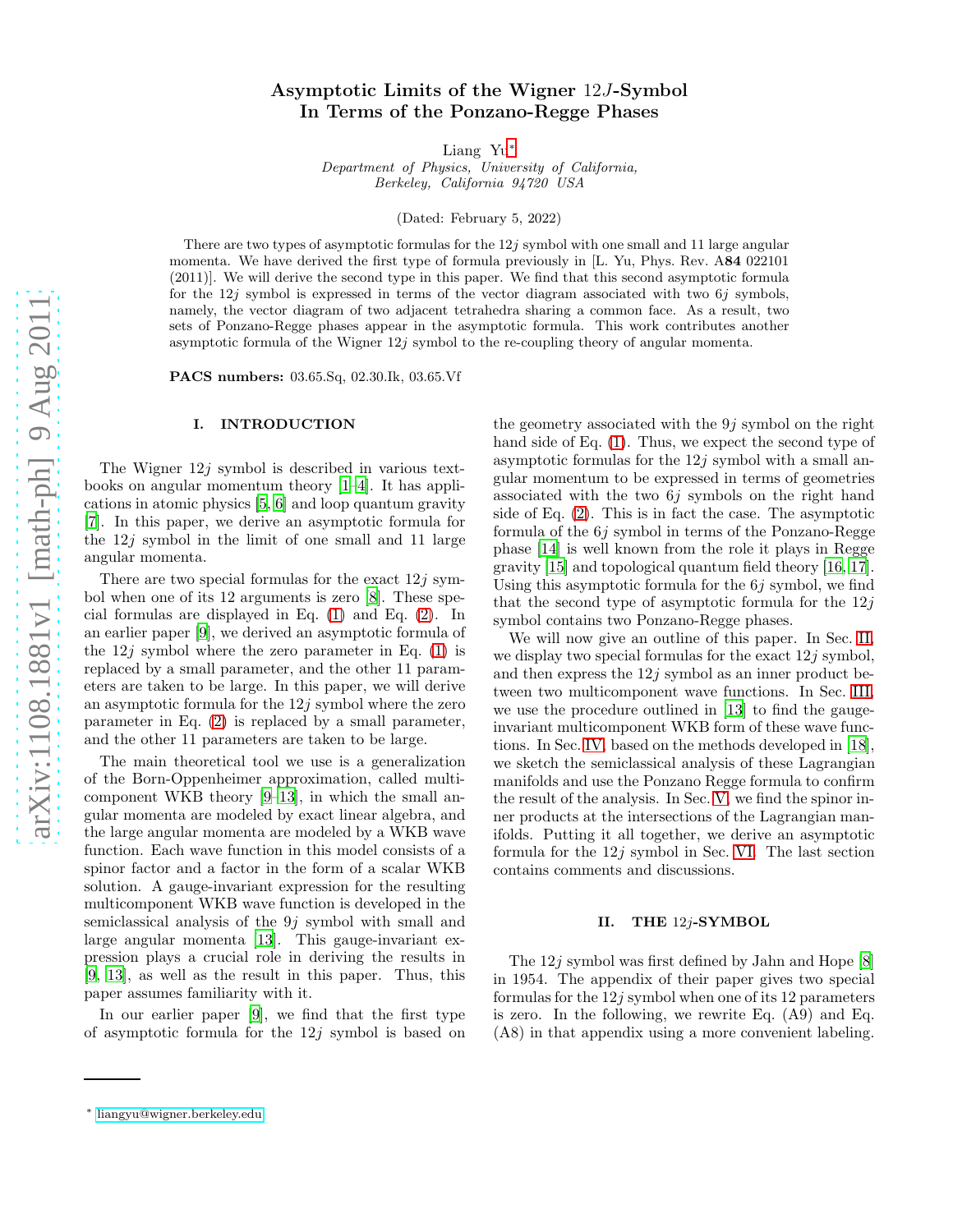# Asymptotic Limits of the Wigner 12$J$-Symbol In Terms of the Ponzano-Regge Phases

Liang Yu*

*Department of Physics, University of California, Berkeley, California 94720 USA*

(Dated: February 5, 2022)

There are two types of asymptotic formulas for the $12j$ symbol with one small and 11 large angular momenta. We have derived the first type of formula previously in [L. Yu, Phys. Rev. A**84** 022101 (2011)]. We will derive the second type in this paper. We find that this second asymptotic formula for the $12j$ symbol is expressed in terms of the vector diagram associated with two $6j$ symbols, namely, the vector diagram of two adjacent tetrahedra sharing a common face. As a result, two sets of Ponzano-Regge phases appear in the asymptotic formula. This work contributes another asymptotic formula of the Wigner $12j$ symbol to the re-coupling theory of angular momenta.

**PACS numbers:** 03.65.Sq, 02.30.Ik, 03.65.Vf

## I. INTRODUCTION

The Wigner $12j$ symbol is described in various textbooks on angular momentum theory [1–4]. It has applications in atomic physics [5, 6] and loop quantum gravity [7]. In this paper, we derive an asymptotic formula for the $12j$ symbol in the limit of one small and 11 large angular momenta.

There are two special formulas for the exact $12j$ symbol when one of its 12 arguments is zero [8]. These special formulas are displayed in Eq. (1) and Eq. (2). In an earlier paper [9], we derived an asymptotic formula of the $12j$ symbol where the zero parameter in Eq. (1) is replaced by a small parameter, and the other 11 parameters are taken to be large. In this paper, we will derive an asymptotic formula for the $12j$ symbol where the zero parameter in Eq. (2) is replaced by a small parameter, and the other 11 parameters are taken to be large.

The main theoretical tool we use is a generalization of the Born-Oppenheimer approximation, called multicomponent WKB theory [9–13], in which the small angular momenta are modeled by exact linear algebra, and the large angular momenta are modeled by a WKB wave function. Each wave function in this model consists of a spinor factor and a factor in the form of a scalar WKB solution. A gauge-invariant expression for the resulting multicomponent WKB wave function is developed in the semiclassical analysis of the $9j$ symbol with small and large angular momenta [13]. This gauge-invariant expression plays a crucial role in deriving the results in [9, 13], as well as the result in this paper. Thus, this paper assumes familiarity with it.

In our earlier paper [9], we find that the first type of asymptotic formula for the $12j$ symbol is based on the geometry associated with the $9j$ symbol on the right hand side of Eq. (1). Thus, we expect the second type of asymptotic formulas for the $12j$ symbol with a small angular momentum to be expressed in terms of geometries associated with the two $6j$ symbols on the right hand side of Eq. (2). This is in fact the case. The asymptotic formula of the $6j$ symbol in terms of the Ponzano-Regge phase [14] is well known from the role it plays in Regge gravity [15] and topological quantum field theory [16, 17]. Using this asymptotic formula for the $6j$ symbol, we find that the second type of asymptotic formula for the $12j$ symbol contains two Ponzano-Regge phases.

We will now give an outline of this paper. In Sec. II, we display two special formulas for the exact $12j$ symbol, and then express the $12j$ symbol as an inner product between two multicomponent wave functions. In Sec. III, we use the procedure outlined in [13] to find the gauge-invariant multicomponent WKB form of these wave functions. In Sec. IV, based on the methods developed in [18], we sketch the semiclassical analysis of these Lagrangian manifolds and use the Ponzano Regge formula to confirm the result of the analysis. In Sec. V, we find the spinor inner products at the intersections of the Lagrangian manifolds. Putting it all together, we derive an asymptotic formula for the $12j$ symbol in Sec. VI. The last section contains comments and discussions.

## II. THE 12$j$-SYMBOL

The $12j$ symbol was first defined by Jahn and Hope [8] in 1954. The appendix of their paper gives two special formulas for the $12j$ symbol when one of its 12 parameters is zero. In the following, we rewrite Eq. (A9) and Eq. (A8) in that appendix using a more convenient labeling.

* liangyu@wigner.berkeley.edu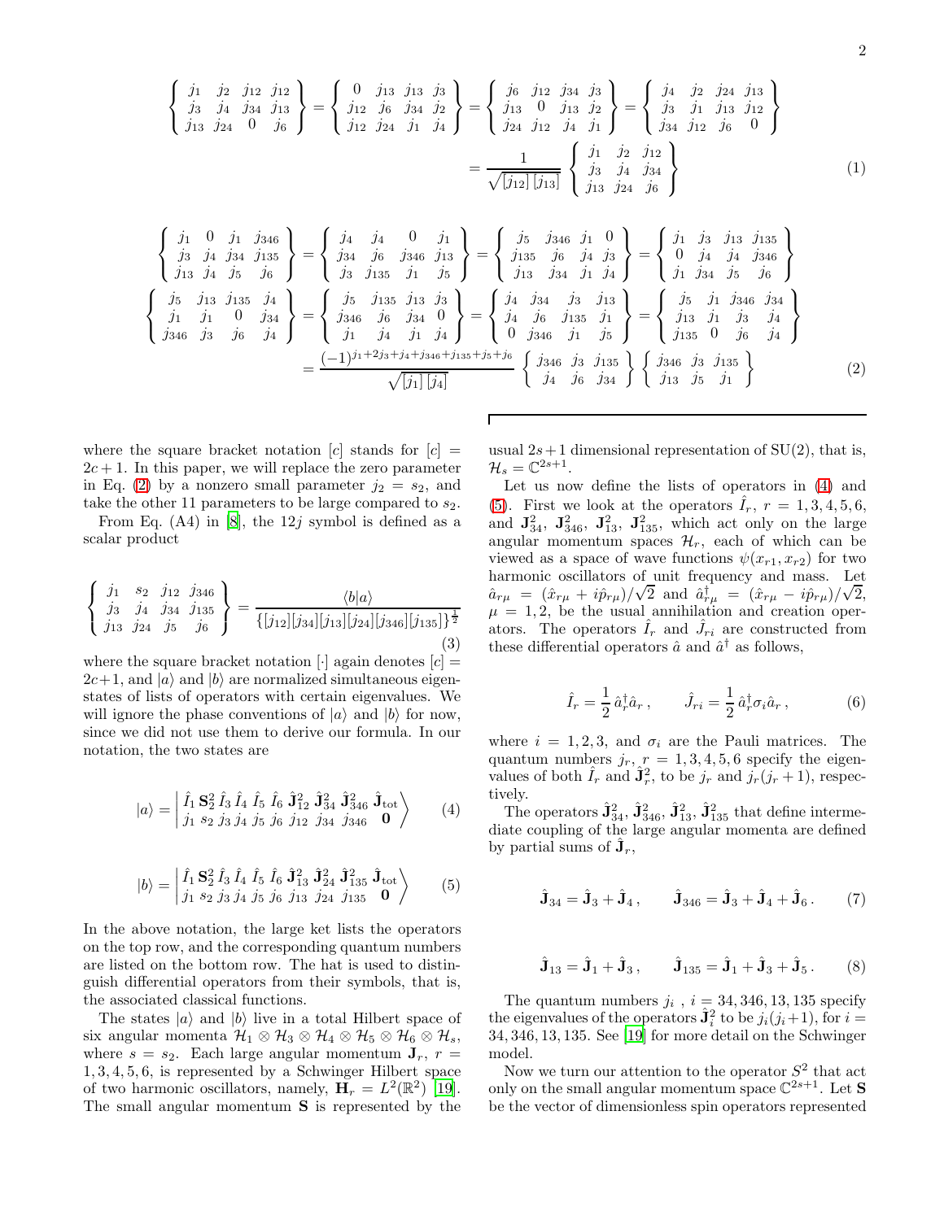$$
\left\{ \begin{matrix} j_1 & j_2 & j_{12} & j_{12} \\ j_3 & j_4 & j_{34} & j_{13} \\ j_{13} & j_{24} & 0 & j_6 \end{matrix} \right\} = \left\{ \begin{matrix} 0 & j_{13} & j_{13} & j_3 \\ j_{12} & j_6 & j_{34} & j_2 \\ j_{12} & j_{24} & j_1 & j_4 \end{matrix} \right\} = \left\{ \begin{matrix} j_6 & j_{12} & j_{34} & j_3 \\ j_{13} & 0 & j_{13} & j_2 \\ j_{24} & j_{12} & j_4 & j_1 \end{matrix} \right\} = \left\{ \begin{matrix} j_4 & j_2 & j_{24} & j_{13} \\ j_3 & j_1 & j_{13} & j_{12} \\ j_{34} & j_{12} & j_6 & 0 \end{matrix} \right\}
$$

$$
= \frac{1}{\sqrt{[j_{12}]\,[j_{13}]}} \left\{ \begin{matrix} j_1 & j_2 & j_{12} \\ j_3 & j_4 & j_{34} \\ j_{13} & j_{24} & j_6 \end{matrix} \right\} \tag{1}
$$

$$
\left\{ \begin{matrix} j_1 & 0 & j_1 & j_{346} \\ j_3 & j_4 & j_{34} & j_{135} \\ j_{13} & j_4 & j_5 & j_6 \end{matrix} \right\} = \left\{ \begin{matrix} j_4 & j_4 & 0 & j_1 \\ j_{34} & j_6 & j_{346} & j_{13} \\ j_3 & j_{135} & j_1 & j_5 \end{matrix} \right\} = \left\{ \begin{matrix} j_5 & j_{346} & j_1 & 0 \\ j_{135} & j_6 & j_4 & j_3 \\ j_{13} & j_{34} & j_1 & j_4 \end{matrix} \right\} = \left\{ \begin{matrix} j_1 & j_3 & j_{13} & j_{135} \\ 0 & j_4 & j_4 & j_{346} \\ j_1 & j_{34} & j_5 & j_6 \end{matrix} \right\}
$$

$$
\left\{ \begin{matrix} j_5 & j_{13} & j_{135} & j_4 \\ j_1 & j_1 & 0 & j_{34} \\ j_{346} & j_3 & j_6 & j_4 \end{matrix} \right\} = \left\{ \begin{matrix} j_5 & j_{135} & j_{13} & j_3 \\ j_{346} & j_6 & j_{34} & 0 \\ j_1 & j_4 & j_1 & j_4 \end{matrix} \right\} = \left\{ \begin{matrix} j_4 & j_{34} & j_3 & j_{13} \\ j_4 & j_6 & j_{135} & j_1 \\ 0 & j_{346} & j_1 & j_5 \end{matrix} \right\} = \left\{ \begin{matrix} j_5 & j_1 & j_{346} & j_{34} \\ j_{13} & j_1 & j_3 & j_4 \\ j_{135} & 0 & j_6 & j_4 \end{matrix} \right\}
$$

$$
= \frac{(-1)^{j_1+2j_3+j_4+j_{346}+j_{135}+j_5+j_6}}{\sqrt{[j_1]\,[j_4]}} \left\{ \begin{matrix} j_{346} & j_3 & j_{135} \\ j_4 & j_6 & j_{34} \end{matrix} \right\} \left\{ \begin{matrix} j_{346} & j_3 & j_{135} \\ j_{13} & j_5 & j_1 \end{matrix} \right\} \tag{2}
$$

where the square bracket notation $[c]$ stands for $[c] = 2c+1$. In this paper, we will replace the zero parameter in Eq. (2) by a nonzero small parameter $j_2 = s_2$, and take the other 11 parameters to be large compared to $s_2$.

From Eq. (A4) in [8], the $12j$ symbol is defined as a scalar product

$$
\left\{ \begin{matrix} j_1 & s_2 & j_{12} & j_{346} \\ j_3 & j_4 & j_{34} & j_{135} \\ j_{13} & j_{24} & j_5 & j_6 \end{matrix} \right\} = \frac{\langle b | a \rangle}{\{[j_{12}][j_{34}][j_{13}][j_{24}][j_{346}][j_{135}]\}^{\frac{1}{2}}} \tag{3}
$$

where the square bracket notation $[\cdot]$ again denotes $[c] = 2c+1$, and $|a\rangle$ and $|b\rangle$ are normalized simultaneous eigenstates of lists of operators with certain eigenvalues. We will ignore the phase conventions of $|a\rangle$ and $|b\rangle$ for now, since we did not use them to derive our formula. In our notation, the two states are

$$
|a\rangle = \left| \begin{matrix} \hat{I}_1 \, \mathbf{S}_2^2 \, \hat{I}_3 \, \hat{I}_4 \, \hat{I}_5 \, \hat{I}_6 \, \hat{\mathbf{J}}_{12}^2 \, \hat{\mathbf{J}}_{34}^2 \, \hat{\mathbf{J}}_{346}^2 \, \hat{\mathbf{J}}_{\rm tot} \\ j_1 \; s_2 \; j_3 \, j_4 \; j_5 \; j_6 \; j_{12} \; j_{34} \; j_{346} \quad \mathbf{0} \end{matrix} \right\rangle \tag{4}
$$

$$
|b\rangle = \left| \begin{matrix} \hat{I}_1 \, \mathbf{S}_2^2 \, \hat{I}_3 \, \hat{I}_4 \, \hat{I}_5 \, \hat{I}_6 \, \hat{\mathbf{J}}_{13}^2 \, \hat{\mathbf{J}}_{24}^2 \, \hat{\mathbf{J}}_{135}^2 \, \hat{\mathbf{J}}_{\rm tot} \\ j_1 \; s_2 \; j_3 \, j_4 \; j_5 \; j_6 \; j_{13} \; j_{24} \; j_{135} \quad \mathbf{0} \end{matrix} \right\rangle \tag{5}
$$

In the above notation, the large ket lists the operators on the top row, and the corresponding quantum numbers are listed on the bottom row. The hat is used to distinguish differential operators from their symbols, that is, the associated classical functions.

The states $|a\rangle$ and $|b\rangle$ live in a total Hilbert space of six angular momenta $\mathcal{H}_1 \otimes \mathcal{H}_3 \otimes \mathcal{H}_4 \otimes \mathcal{H}_5 \otimes \mathcal{H}_6 \otimes \mathcal{H}_s$, where $s = s_2$. Each large angular momentum $\mathbf{J}_r$, $r = 1, 3, 4, 5, 6$, is represented by a Schwinger Hilbert space of two harmonic oscillators, namely, $\mathbf{H}_r = L^2(\mathbb{R}^2)$ [19]. The small angular momentum $\mathbf{S}$ is represented by the usual $2s+1$ dimensional representation of SU(2), that is, $\mathcal{H}_s = \mathbb{C}^{2s+1}$.

Let us now define the lists of operators in (4) and (5). First we look at the operators $\hat{I}_r$, $r = 1, 3, 4, 5, 6$, and $\mathbf{J}_{34}^2$, $\mathbf{J}_{346}^2$, $\mathbf{J}_{13}^2$, $\mathbf{J}_{135}^2$, which act only on the large angular momentum spaces $\mathcal{H}_r$, each of which can be viewed as a space of wave functions $\psi(x_{r1}, x_{r2})$ for two harmonic oscillators of unit frequency and mass. Let $\hat{a}_{r\mu} = (\hat{x}_{r\mu} + i\hat{p}_{r\mu})/\sqrt{2}$ and $\hat{a}_{r\mu}^\dagger = (\hat{x}_{r\mu} - i\hat{p}_{r\mu})/\sqrt{2}$, $\mu = 1, 2$, be the usual annihilation and creation operators. The operators $\hat{I}_r$ and $\hat{J}_{ri}$ are constructed from these differential operators $\hat{a}$ and $\hat{a}^\dagger$ as follows,

$$
\hat{I}_r = \frac{1}{2}\, \hat{a}_r^\dagger \hat{a}_r \,, \qquad \hat{J}_{ri} = \frac{1}{2}\, \hat{a}_r^\dagger \sigma_i \hat{a}_r \,, \tag{6}
$$

where $i = 1, 2, 3$, and $\sigma_i$ are the Pauli matrices. The quantum numbers $j_r$, $r = 1, 3, 4, 5, 6$ specify the eigenvalues of both $\hat{I}_r$ and $\hat{\mathbf{J}}_r^2$, to be $j_r$ and $j_r(j_r+1)$, respectively.

The operators $\hat{\mathbf{J}}_{34}^2$, $\hat{\mathbf{J}}_{346}^2$, $\hat{\mathbf{J}}_{13}^2$, $\hat{\mathbf{J}}_{135}^2$ that define intermediate coupling of the large angular momenta are defined by partial sums of $\hat{\mathbf{J}}_r$,

$$
\hat{\mathbf{J}}_{34} = \hat{\mathbf{J}}_3 + \hat{\mathbf{J}}_4 \,, \qquad \hat{\mathbf{J}}_{346} = \hat{\mathbf{J}}_3 + \hat{\mathbf{J}}_4 + \hat{\mathbf{J}}_6 \,. \tag{7}
$$

$$
\hat{\mathbf{J}}_{13} = \hat{\mathbf{J}}_1 + \hat{\mathbf{J}}_3 \,, \qquad \hat{\mathbf{J}}_{135} = \hat{\mathbf{J}}_1 + \hat{\mathbf{J}}_3 + \hat{\mathbf{J}}_5 \,. \tag{8}
$$

The quantum numbers $j_i$ , $i = 34, 346, 13, 135$ specify the eigenvalues of the operators $\hat{\mathbf{J}}_i^2$ to be $j_i(j_i+1)$, for $i = 34, 346, 13, 135$. See [19] for more detail on the Schwinger model.

Now we turn our attention to the operator $S^2$ that act only on the small angular momentum space $\mathbb{C}^{2s+1}$. Let $\mathbf{S}$ be the vector of dimensionless spin operators represented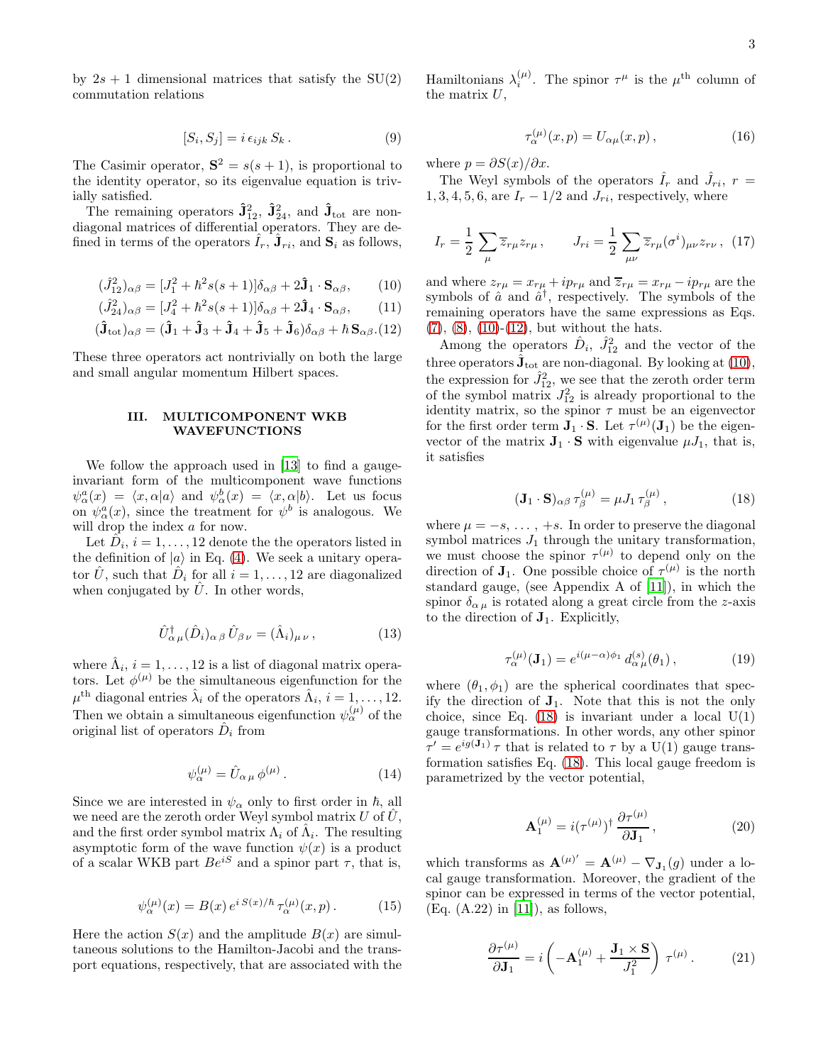by $2s+1$ dimensional matrices that satisfy the SU(2) commutation relations

$$[S_i, S_j] = i\,\epsilon_{ijk}\,S_k\,. \tag{9}$$

The Casimir operator, $\mathbf{S}^2 = s(s+1)$, is proportional to the identity operator, so its eigenvalue equation is trivially satisfied.

The remaining operators $\hat{\mathbf{J}}_{12}^2$, $\hat{\mathbf{J}}_{24}^2$, and $\hat{\mathbf{J}}_{\rm tot}$ are non-diagonal matrices of differential operators. They are defined in terms of the operators $\hat{I}_r$, $\hat{\mathbf{J}}_{ri}$, and $\mathbf{S}_i$ as follows,

$$(\hat{J}_{12}^2)_{\alpha\beta} = [J_1^2 + \hbar^2 s(s+1)]\delta_{\alpha\beta} + 2\hat{\mathbf{J}}_1\cdot\mathbf{S}_{\alpha\beta}, \tag{10}$$

$$(\hat{J}_{24}^2)_{\alpha\beta} = [J_4^2 + \hbar^2 s(s+1)]\delta_{\alpha\beta} + 2\hat{\mathbf{J}}_4\cdot\mathbf{S}_{\alpha\beta}, \tag{11}$$

$$(\hat{\mathbf{J}}_{\rm tot})_{\alpha\beta} = (\hat{\mathbf{J}}_1 + \hat{\mathbf{J}}_3 + \hat{\mathbf{J}}_4 + \hat{\mathbf{J}}_5 + \hat{\mathbf{J}}_6)\delta_{\alpha\beta} + \hbar\,\mathbf{S}_{\alpha\beta}. \tag{12}$$

These three operators act nontrivially on both the large and small angular momentum Hilbert spaces.

## III. MULTICOMPONENT WKB WAVEFUNCTIONS

We follow the approach used in [13] to find a gauge-invariant form of the multicomponent wave functions $\psi^a_\alpha(x) = \langle x, \alpha | a\rangle$ and $\psi^b_\alpha(x) = \langle x, \alpha | b\rangle$. Let us focus on $\psi^a_\alpha(x)$, since the treatment for $\psi^b$ is analogous. We will drop the index $a$ for now.

Let $\hat{D}_i$, $i = 1, \ldots, 12$ denote the the operators listed in the definition of $|a\rangle$ in Eq. (4). We seek a unitary operator $\hat{U}$, such that $\hat{D}_i$ for all $i = 1, \ldots, 12$ are diagonalized when conjugated by $\hat{U}$. In other words,

$$\hat{U}^\dagger_{\alpha\,\mu}(\hat{D}_i)_{\alpha\,\beta}\,\hat{U}_{\beta\,\nu} = (\hat{\Lambda}_i)_{\mu\,\nu}\,, \tag{13}$$

where $\hat{\Lambda}_i$, $i = 1, \ldots, 12$ is a list of diagonal matrix operators. Let $\phi^{(\mu)}$ be the simultaneous eigenfunction for the $\mu^{\rm th}$ diagonal entries $\hat{\lambda}_i$ of the operators $\hat{\Lambda}_i$, $i = 1, \ldots, 12$. Then we obtain a simultaneous eigenfunction $\psi^{(\mu)}_\alpha$ of the original list of operators $\hat{D}_i$ from

$$\psi^{(\mu)}_\alpha = \hat{U}_{\alpha\,\mu}\,\phi^{(\mu)}\,. \tag{14}$$

Since we are interested in $\psi_\alpha$ only to first order in $\hbar$, all we need are the zeroth order Weyl symbol matrix $U$ of $\hat{U}$, and the first order symbol matrix $\Lambda_i$ of $\hat{\Lambda}_i$. The resulting asymptotic form of the wave function $\psi(x)$ is a product of a scalar WKB part $Be^{iS}$ and a spinor part $\tau$, that is,

$$\psi^{(\mu)}_\alpha(x) = B(x)\,e^{i\,S(x)/\hbar}\,\tau^{(\mu)}_\alpha(x, p)\,. \tag{15}$$

Here the action $S(x)$ and the amplitude $B(x)$ are simultaneous solutions to the Hamilton-Jacobi and the transport equations, respectively, that are associated with the Hamiltonians $\lambda^{(\mu)}_i$. The spinor $\tau^\mu$ is the $\mu^{\rm th}$ column of the matrix $U$,

$$\tau^{(\mu)}_\alpha(x, p) = U_{\alpha\mu}(x, p)\,, \tag{16}$$

where $p = \partial S(x)/\partial x$.

The Weyl symbols of the operators $\hat{I}_r$ and $\hat{J}_{ri}$, $r = 1, 3, 4, 5, 6$, are $I_r - 1/2$ and $J_{ri}$, respectively, where

$$I_r = \frac{1}{2}\sum_\mu \overline{z}_{r\mu} z_{r\mu}\,, \qquad J_{ri} = \frac{1}{2}\sum_{\mu\nu}\overline{z}_{r\mu}(\sigma^i)_{\mu\nu} z_{r\nu}\,, \tag{17}$$

and where $z_{r\mu} = x_{r\mu} + ip_{r\mu}$ and $\overline{z}_{r\mu} = x_{r\mu} - ip_{r\mu}$ are the symbols of $\hat{a}$ and $\hat{a}^\dagger$, respectively. The symbols of the remaining operators have the same expressions as Eqs. (7), (8), (10)-(12), but without the hats.

Among the operators $\hat{D}_i$, $\hat{J}_{12}^2$ and the vector of the three operators $\hat{\mathbf{J}}_{\rm tot}$ are non-diagonal. By looking at (10), the expression for $\hat{J}_{12}^2$, we see that the zeroth order term of the symbol matrix $J_{12}^2$ is already proportional to the identity matrix, so the spinor $\tau$ must be an eigenvector for the first order term $\mathbf{J}_1\cdot\mathbf{S}$. Let $\tau^{(\mu)}(\mathbf{J}_1)$ be the eigenvector of the matrix $\mathbf{J}_1\cdot\mathbf{S}$ with eigenvalue $\mu J_1$, that is, it satisfies

$$(\mathbf{J}_1\cdot\mathbf{S})_{\alpha\beta}\,\tau^{(\mu)}_\beta = \mu J_1\,\tau^{(\mu)}_\beta\,, \tag{18}$$

where $\mu = -s, \ldots, +s$. In order to preserve the diagonal symbol matrices $J_1$ through the unitary transformation, we must choose the spinor $\tau^{(\mu)}$ to depend only on the direction of $\mathbf{J}_1$. One possible choice of $\tau^{(\mu)}$ is the north standard gauge, (see Appendix A of [11]), in which the spinor $\delta_{\alpha\,\mu}$ is rotated along a great circle from the $z$-axis to the direction of $\mathbf{J}_1$. Explicitly,

$$\tau^{(\mu)}_\alpha(\mathbf{J}_1) = e^{i(\mu-\alpha)\phi_1}\,d^{(s)}_{\alpha\,\mu}(\theta_1)\,, \tag{19}$$

where $(\theta_1, \phi_1)$ are the spherical coordinates that specify the direction of $\mathbf{J}_1$. Note that this is not the only choice, since Eq. (18) is invariant under a local U(1) gauge transformations. In other words, any other spinor $\tau' = e^{ig(\mathbf{J}_1)}\,\tau$ that is related to $\tau$ by a U(1) gauge transformation satisfies Eq. (18). This local gauge freedom is parametrized by the vector potential,

$$\mathbf{A}^{(\mu)}_1 = i(\tau^{(\mu)})^\dagger\,\frac{\partial\tau^{(\mu)}}{\partial\mathbf{J}_1}\,, \tag{20}$$

which transforms as $\mathbf{A}^{(\mu)\prime} = \mathbf{A}^{(\mu)} - \nabla_{\mathbf{J}_1}(g)$ under a local gauge transformation. Moreover, the gradient of the spinor can be expressed in terms of the vector potential, (Eq. (A.22) in [11]), as follows,

$$\frac{\partial\tau^{(\mu)}}{\partial\mathbf{J}_1} = i\left(-\mathbf{A}^{(\mu)}_1 + \frac{\mathbf{J}_1\times\mathbf{S}}{J_1^2}\right)\,\tau^{(\mu)}\,. \tag{21}$$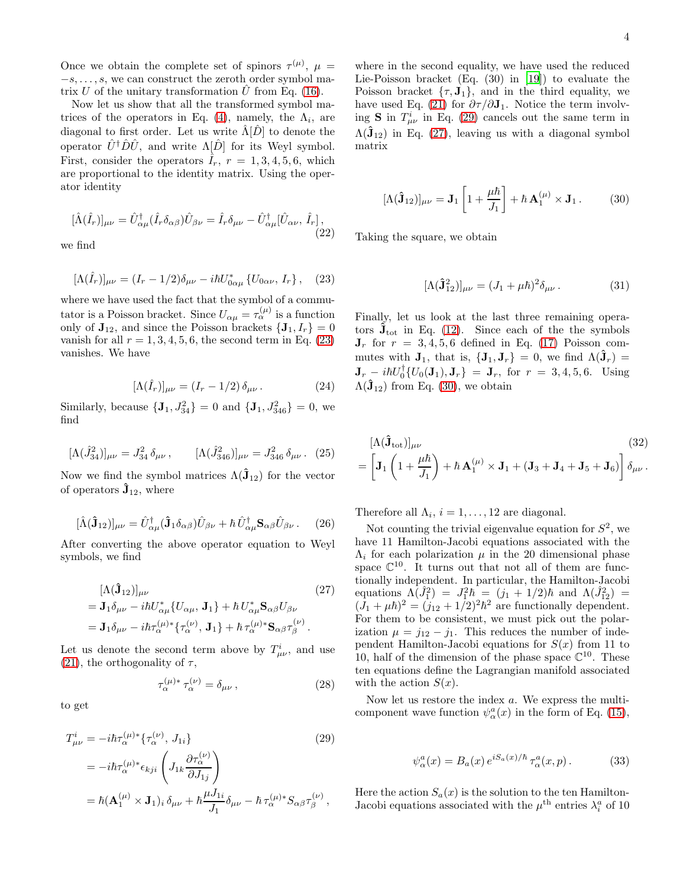Once we obtain the complete set of spinors $\tau^{(\mu)}$, $\mu = -s, \ldots, s$, we can construct the zeroth order symbol matrix $U$ of the unitary transformation $\hat{U}$ from Eq. (16).

Now let us show that all the transformed symbol matrices of the operators in Eq. (4), namely, the $\Lambda_i$, are diagonal to first order. Let us write $\hat{\Lambda}[\hat{D}]$ to denote the operator $\hat{U}^\dagger \hat{D} \hat{U}$, and write $\Lambda[\hat{D}]$ for its Weyl symbol. First, consider the operators $\hat{I}_r$, $r = 1, 3, 4, 5, 6$, which are proportional to the identity matrix. Using the operator identity

$$
[\hat{\Lambda}(\hat{I}_r)]_{\mu\nu} = \hat{U}^\dagger_{\alpha\mu}(\hat{I}_r \delta_{\alpha\beta})\hat{U}_{\beta\nu} = \hat{I}_r \delta_{\mu\nu} - \hat{U}^\dagger_{\alpha\mu}[\hat{U}_{\alpha\nu},\, \hat{I}_r]\,, \tag{22}
$$

we find

$$
[\Lambda(\hat{I}_r)]_{\mu\nu} = (I_r - 1/2)\delta_{\mu\nu} - i\hbar U^*_{0\alpha\mu}\,\{U_{0\alpha\nu},\, I_r\}\,, \tag{23}
$$

where we have used the fact that the symbol of a commutator is a Poisson bracket. Since $U_{\alpha\mu} = \tau^{(\mu)}_\alpha$ is a function only of $\mathbf{J}_{12}$, and since the Poisson brackets $\{\mathbf{J}_1, I_r\} = 0$ vanish for all $r = 1, 3, 4, 5, 6$, the second term in Eq. (23) vanishes. We have

$$
[\Lambda(\hat{I}_r)]_{\mu\nu} = (I_r - 1/2)\,\delta_{\mu\nu}\,. \tag{24}
$$

Similarly, because $\{\mathbf{J}_1, J^2_{34}\} = 0$ and $\{\mathbf{J}_1, J^2_{346}\} = 0$, we find

$$
[\Lambda(\hat{J}^2_{34})]_{\mu\nu} = J^2_{34}\,\delta_{\mu\nu}\,, \qquad [\Lambda(\hat{J}^2_{346})]_{\mu\nu} = J^2_{346}\,\delta_{\mu\nu}\,. \tag{25}
$$

Now we find the symbol matrices $\Lambda(\hat{\mathbf{J}}_{12})$ for the vector of operators $\hat{\mathbf{J}}_{12}$, where

$$
[\hat{\Lambda}(\hat{\mathbf{J}}_{12})]_{\mu\nu} = \hat{U}^\dagger_{\alpha\mu}(\hat{\mathbf{J}}_1 \delta_{\alpha\beta})\hat{U}_{\beta\nu} + \hbar\, \hat{U}^\dagger_{\alpha\mu}\mathbf{S}_{\alpha\beta}\hat{U}_{\beta\nu}\,. \tag{26}
$$

After converting the above operator equation to Weyl symbols, we find

$$
\begin{aligned}
&[\Lambda(\hat{\mathbf{J}}_{12})]_{\mu\nu} \\
&= \mathbf{J}_1 \delta_{\mu\nu} - i\hbar U^*_{\alpha\mu}\{U_{\alpha\mu},\, \mathbf{J}_1\} + \hbar\, U^*_{\alpha\mu}\mathbf{S}_{\alpha\beta}U_{\beta\nu} \\
&= \mathbf{J}_1 \delta_{\mu\nu} - i\hbar \tau^{(\mu)*}_\alpha\{\tau^{(\nu)}_\alpha,\, \mathbf{J}_1\} + \hbar\, \tau^{(\mu)*}_\alpha \mathbf{S}_{\alpha\beta}\tau^{(\nu)}_\beta\,.
\end{aligned} \tag{27}
$$

Let us denote the second term above by $T^i_{\mu\nu}$, and use (21), the orthogonality of $\tau$,

$$
\tau^{(\mu)*}_\alpha\, \tau^{(\nu)}_\alpha = \delta_{\mu\nu}\,, \tag{28}
$$

to get

$$
\begin{aligned}
T^i_{\mu\nu} &= -i\hbar \tau^{(\mu)*}_\alpha\{\tau^{(\nu)}_\alpha,\, J_{1i}\} \\
&= -i\hbar \tau^{(\mu)*}_\alpha \epsilon_{kji}\left(J_{1k}\frac{\partial \tau^{(\nu)}_\alpha}{\partial J_{1j}}\right) \\
&= \hbar(\mathbf{A}^{(\mu)}_1 \times \mathbf{J}_1)_i\, \delta_{\mu\nu} + \hbar\frac{\mu J_{1i}}{J_1}\delta_{\mu\nu} - \hbar\, \tau^{(\mu)*}_\alpha S_{\alpha\beta}\tau^{(\nu)}_\beta\,,
\end{aligned} \tag{29}
$$

where in the second equality, we have used the reduced Lie-Poisson bracket (Eq. (30) in [19]) to evaluate the Poisson bracket $\{\tau, \mathbf{J}_1\}$, and in the third equality, we have used Eq. (21) for $\partial\tau/\partial\mathbf{J}_1$. Notice the term involving $\mathbf{S}$ in $T^i_{\mu\nu}$ in Eq. (29) cancels out the same term in $\Lambda(\hat{\mathbf{J}}_{12})$ in Eq. (27), leaving us with a diagonal symbol matrix

$$
[\Lambda(\hat{\mathbf{J}}_{12})]_{\mu\nu} = \mathbf{J}_1\left[1 + \frac{\mu\hbar}{J_1}\right] + \hbar\, \mathbf{A}^{(\mu)}_1 \times \mathbf{J}_1\,. \tag{30}
$$

Taking the square, we obtain

$$
[\Lambda(\hat{\mathbf{J}}^2_{12})]_{\mu\nu} = (J_1 + \mu\hbar)^2\delta_{\mu\nu}\,. \tag{31}
$$

Finally, let us look at the last three remaining operators $\hat{\mathbf{J}}_{\text{tot}}$ in Eq. (12). Since each of the the symbols $\mathbf{J}_r$ for $r = 3, 4, 5, 6$ defined in Eq. (17) Poisson commutes with $\mathbf{J}_1$, that is, $\{\mathbf{J}_1, \mathbf{J}_r\} = 0$, we find $\Lambda(\hat{\mathbf{J}}_r) = \mathbf{J}_r - i\hbar U^\dagger_0\{U_0(\mathbf{J}_1), \mathbf{J}_r\} = \mathbf{J}_r$, for $r = 3, 4, 5, 6$. Using $\Lambda(\hat{\mathbf{J}}_{12})$ from Eq. (30), we obtain

$$
\begin{aligned}
&[\Lambda(\hat{\mathbf{J}}_{\text{tot}})]_{\mu\nu} \\
&= \left[\mathbf{J}_1\left(1 + \frac{\mu\hbar}{J_1}\right) + \hbar\, \mathbf{A}^{(\mu)}_1 \times \mathbf{J}_1 + (\mathbf{J}_3 + \mathbf{J}_4 + \mathbf{J}_5 + \mathbf{J}_6)\right]\delta_{\mu\nu}\,.
\end{aligned} \tag{32}
$$

Therefore all $\Lambda_i$, $i = 1, \ldots, 12$ are diagonal.

Not counting the trivial eigenvalue equation for $S^2$, we have 11 Hamilton-Jacobi equations associated with the $\Lambda_i$ for each polarization $\mu$ in the 20 dimensional phase space $\mathbb{C}^{10}$. It turns out that not all of them are functionally independent. In particular, the Hamilton-Jacobi equations $\Lambda(\hat{J}^2_1) = J^2_1\hbar = (j_1 + 1/2)\hbar$ and $\Lambda(\hat{J}^2_{12}) = (J_1 + \mu\hbar)^2 = (j_{12} + 1/2)^2\hbar^2$ are functionally dependent. For them to be consistent, we must pick out the polarization $\mu = j_{12} - j_1$. This reduces the number of independent Hamilton-Jacobi equations for $S(x)$ from 11 to 10, half of the dimension of the phase space $\mathbb{C}^{10}$. These ten equations define the Lagrangian manifold associated with the action $S(x)$.

Now let us restore the index $a$. We express the multi-component wave function $\psi^a_\alpha(x)$ in the form of Eq. (15),

$$
\psi^a_\alpha(x) = B_a(x)\, e^{iS_a(x)/\hbar}\, \tau^a_\alpha(x, p)\,. \tag{33}
$$

Here the action $S_a(x)$ is the solution to the ten Hamilton-Jacobi equations associated with the $\mu^{\text{th}}$ entries $\lambda^a_i$ of 10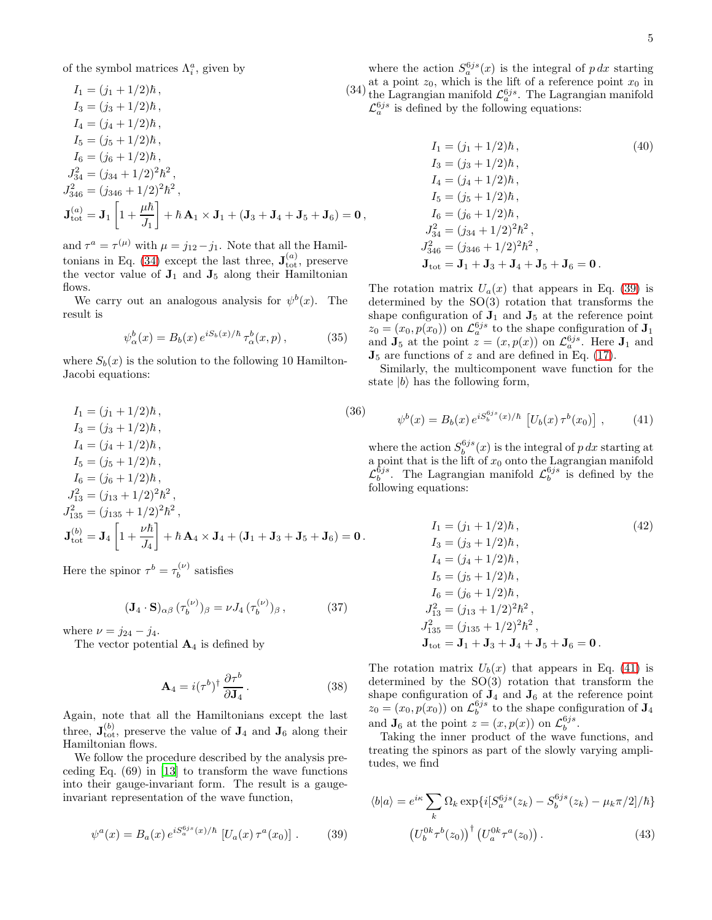of the symbol matrices $\Lambda_i^a$, given by

$$
\begin{aligned}
I_1 &= (j_1 + 1/2)\hbar\,, \\
I_3 &= (j_3 + 1/2)\hbar\,, \\
I_4 &= (j_4 + 1/2)\hbar\,, \\
I_5 &= (j_5 + 1/2)\hbar\,, \\
I_6 &= (j_6 + 1/2)\hbar\,, \\
J_{34}^2 &= (j_{34} + 1/2)^2\hbar^2\,, \\
J_{346}^2 &= (j_{346} + 1/2)^2\hbar^2\,, \\
\mathbf{J}_{\rm tot}^{(a)} &= \mathbf{J}_1 \left[1 + \frac{\mu\hbar}{J_1}\right] + \hbar\,\mathbf{A}_1 \times \mathbf{J}_1 + (\mathbf{J}_3 + \mathbf{J}_4 + \mathbf{J}_5 + \mathbf{J}_6) = \mathbf{0}\,,
\end{aligned}
\tag{34}
$$

and $\tau^a = \tau^{(\mu)}$ with $\mu = j_{12} - j_1$. Note that all the Hamiltonians in Eq. (34) except the last three, $\mathbf{J}_{\rm tot}^{(a)}$, preserve the vector value of $\mathbf{J}_1$ and $\mathbf{J}_5$ along their Hamiltonian flows.

We carry out an analogous analysis for $\psi^b(x)$. The result is

$$
\psi_\alpha^b(x) = B_b(x)\, e^{iS_b(x)/\hbar}\, \tau_\alpha^b(x, p)\,, \tag{35}
$$

where $S_b(x)$ is the solution to the following 10 Hamilton-Jacobi equations:

$$
\begin{aligned}
I_1 &= (j_1 + 1/2)\hbar\,, \\
I_3 &= (j_3 + 1/2)\hbar\,, \\
I_4 &= (j_4 + 1/2)\hbar\,, \\
I_5 &= (j_5 + 1/2)\hbar\,, \\
I_6 &= (j_6 + 1/2)\hbar\,, \\
J_{13}^2 &= (j_{13} + 1/2)^2\hbar^2\,, \\
J_{135}^2 &= (j_{135} + 1/2)^2\hbar^2\,, \\
\mathbf{J}_{\rm tot}^{(b)} &= \mathbf{J}_4 \left[1 + \frac{\nu\hbar}{J_4}\right] + \hbar\,\mathbf{A}_4 \times \mathbf{J}_4 + (\mathbf{J}_1 + \mathbf{J}_3 + \mathbf{J}_5 + \mathbf{J}_6) = \mathbf{0}\,.
\end{aligned}
\tag{36}
$$

Here the spinor $\tau^b = \tau_b^{(\nu)}$ satisfies

$$
(\mathbf{J}_4 \cdot \mathbf{S})_{\alpha\beta}\,(\tau_b^{(\nu)})_\beta = \nu J_4\,(\tau_b^{(\nu)})_\beta\,, \tag{37}
$$

where $\nu = j_{24} - j_4$.

The vector potential $\mathbf{A}_4$ is defined by

$$
\mathbf{A}_4 = i(\tau^b)^\dagger\,\frac{\partial \tau^b}{\partial \mathbf{J}_4}\,. \tag{38}
$$

Again, note that all the Hamiltonians except the last three, $\mathbf{J}_{\rm tot}^{(b)}$, preserve the value of $\mathbf{J}_4$ and $\mathbf{J}_6$ along their Hamiltonian flows.

We follow the procedure described by the analysis preceding Eq. (69) in [13] to transform the wave functions into their gauge-invariant form. The result is a gauge-invariant representation of the wave function,

$$
\psi^a(x) = B_a(x)\, e^{iS_a^{6js}(x)/\hbar}\, \left[U_a(x)\,\tau^a(x_0)\right]\,. \tag{39}
$$

where the action $S_a^{6js}(x)$ is the integral of $p\,dx$ starting at a point $z_0$, which is the lift of a reference point $x_0$ in the Lagrangian manifold $\mathcal{L}_a^{6js}$. The Lagrangian manifold $\mathcal{L}_a^{6js}$ is defined by the following equations:

$$
\begin{aligned}
I_1 &= (j_1 + 1/2)\hbar\,, \\
I_3 &= (j_3 + 1/2)\hbar\,, \\
I_4 &= (j_4 + 1/2)\hbar\,, \\
I_5 &= (j_5 + 1/2)\hbar\,, \\
I_6 &= (j_6 + 1/2)\hbar\,, \\
J_{34}^2 &= (j_{34} + 1/2)^2\hbar^2\,, \\
J_{346}^2 &= (j_{346} + 1/2)^2\hbar^2\,, \\
\mathbf{J}_{\rm tot} &= \mathbf{J}_1 + \mathbf{J}_3 + \mathbf{J}_4 + \mathbf{J}_5 + \mathbf{J}_6 = \mathbf{0}\,.
\end{aligned}
\tag{40}
$$

The rotation matrix $U_a(x)$ that appears in Eq. (39) is determined by the SO(3) rotation that transforms the shape configuration of $\mathbf{J}_1$ and $\mathbf{J}_5$ at the reference point $z_0 = (x_0, p(x_0))$ on $\mathcal{L}_a^{6js}$ to the shape configuration of $\mathbf{J}_1$ and $\mathbf{J}_5$ at the point $z = (x, p(x))$ on $\mathcal{L}_a^{6js}$. Here $\mathbf{J}_1$ and $\mathbf{J}_5$ are functions of $z$ and are defined in Eq. (17).

Similarly, the multicomponent wave function for the state $|b\rangle$ has the following form,

$$
\psi^b(x) = B_b(x)\, e^{iS_b^{6js}(x)/\hbar}\, \left[U_b(x)\,\tau^b(x_0)\right]\,, \tag{41}
$$

where the action $S_b^{6js}(x)$ is the integral of $p\,dx$ starting at a point that is the lift of $x_0$ onto the Lagrangian manifold $\mathcal{L}_b^{6js}$. The Lagrangian manifold $\mathcal{L}_b^{6js}$ is defined by the following equations:

$$
\begin{aligned}
I_1 &= (j_1 + 1/2)\hbar\,, \\
I_3 &= (j_3 + 1/2)\hbar\,, \\
I_4 &= (j_4 + 1/2)\hbar\,, \\
I_5 &= (j_5 + 1/2)\hbar\,, \\
I_6 &= (j_6 + 1/2)\hbar\,, \\
J_{13}^2 &= (j_{13} + 1/2)^2\hbar^2\,, \\
J_{135}^2 &= (j_{135} + 1/2)^2\hbar^2\,, \\
\mathbf{J}_{\rm tot} &= \mathbf{J}_1 + \mathbf{J}_3 + \mathbf{J}_4 + \mathbf{J}_5 + \mathbf{J}_6 = \mathbf{0}\,.
\end{aligned}
\tag{42}
$$

The rotation matrix $U_b(x)$ that appears in Eq. (41) is determined by the SO(3) rotation that transform the shape configuration of $\mathbf{J}_4$ and $\mathbf{J}_6$ at the reference point $z_0 = (x_0, p(x_0))$ on $\mathcal{L}_b^{6js}$ to the shape configuration of $\mathbf{J}_4$ and $\mathbf{J}_6$ at the point $z = (x, p(x))$ on $\mathcal{L}_b^{6js}$.

Taking the inner product of the wave functions, and treating the spinors as part of the slowly varying amplitudes, we find

$$
\begin{aligned}
\langle b|a\rangle = e^{i\kappa} \sum_k \Omega_k \exp\{i[S_a^{6js}(z_k) - S_b^{6js}(z_k) - \mu_k\pi/2]/\hbar\} \\
\left(U_b^{0k}\tau^b(z_0)\right)^\dagger \left(U_a^{0k}\tau^a(z_0)\right)\,.
\end{aligned}
\tag{43}
$$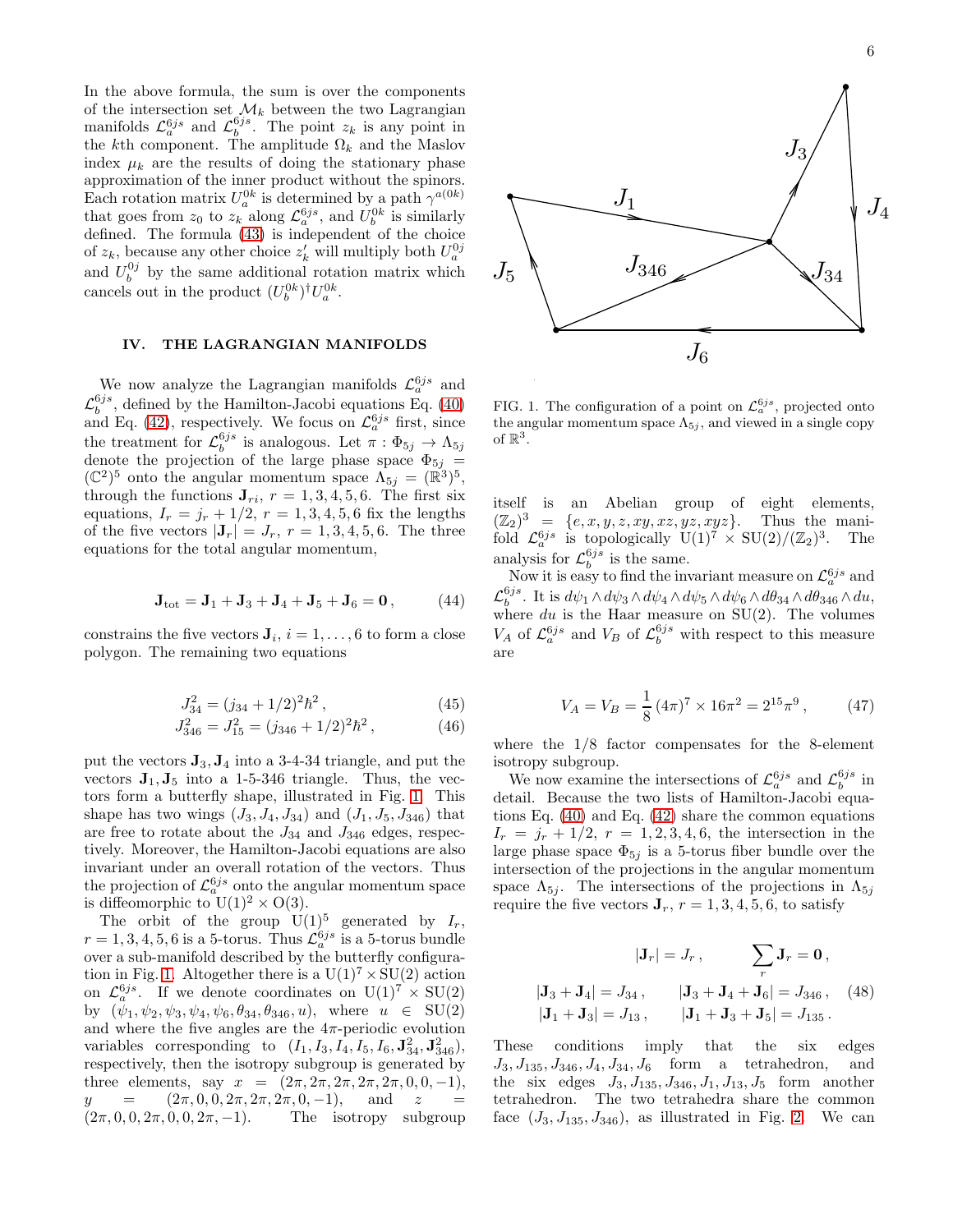In the above formula, the sum is over the components of the intersection set $\mathcal{M}_k$ between the two Lagrangian manifolds $\mathcal{L}_a^{6js}$ and $\mathcal{L}_b^{6js}$. The point $z_k$ is any point in the $k$th component. The amplitude $\Omega_k$ and the Maslov index $\mu_k$ are the results of doing the stationary phase approximation of the inner product without the spinors. Each rotation matrix $U_a^{0k}$ is determined by a path $\gamma^{a(0k)}$ that goes from $z_0$ to $z_k$ along $\mathcal{L}_a^{6js}$, and $U_b^{0k}$ is similarly defined. The formula (43) is independent of the choice of $z_k$, because any other choice $z_k'$ will multiply both $U_a^{0j}$ and $U_b^{0j}$ by the same additional rotation matrix which cancels out in the product $(U_b^{0k})^\dagger U_a^{0k}$.

## IV. THE LAGRANGIAN MANIFOLDS

We now analyze the Lagrangian manifolds $\mathcal{L}_a^{6js}$ and $\mathcal{L}_b^{6js}$, defined by the Hamilton-Jacobi equations Eq. (40) and Eq. (42), respectively. We focus on $\mathcal{L}_a^{6js}$ first, since the treatment for $\mathcal{L}_b^{6js}$ is analogous. Let $\pi : \Phi_{5j} \to \Lambda_{5j}$ denote the projection of the large phase space $\Phi_{5j} = (\mathbb{C}^2)^5$ onto the angular momentum space $\Lambda_{5j} = (\mathbb{R}^3)^5$, through the functions $\mathbf{J}_{ri}$, $r = 1, 3, 4, 5, 6$. The first six equations, $I_r = j_r + 1/2$, $r = 1, 3, 4, 5, 6$ fix the lengths of the five vectors $|\mathbf{J}_r| = J_r$, $r = 1, 3, 4, 5, 6$. The three equations for the total angular momentum,

$$\mathbf{J}_{\rm tot} = \mathbf{J}_1 + \mathbf{J}_3 + \mathbf{J}_4 + \mathbf{J}_5 + \mathbf{J}_6 = \mathbf{0}\,, \tag{44}$$

constrains the five vectors $\mathbf{J}_i$, $i = 1, \dots, 6$ to form a close polygon. The remaining two equations

$$J_{34}^2 = (j_{34} + 1/2)^2 \hbar^2\,, \tag{45}$$

$$J_{346}^2 = J_{15}^2 = (j_{346} + 1/2)^2 \hbar^2\,, \tag{46}$$

put the vectors $\mathbf{J}_3, \mathbf{J}_4$ into a 3-4-34 triangle, and put the vectors $\mathbf{J}_1, \mathbf{J}_5$ into a 1-5-346 triangle. Thus, the vectors form a butterfly shape, illustrated in Fig. 1. This shape has two wings $(J_3, J_4, J_{34})$ and $(J_1, J_5, J_{346})$ that are free to rotate about the $J_{34}$ and $J_{346}$ edges, respectively. Moreover, the Hamilton-Jacobi equations are also invariant under an overall rotation of the vectors. Thus the projection of $\mathcal{L}_a^{6js}$ onto the angular momentum space is diffeomorphic to $\mathrm{U}(1)^2 \times \mathrm{O}(3)$.

The orbit of the group $\mathrm{U}(1)^5$ generated by $I_r$, $r = 1, 3, 4, 5, 6$ is a 5-torus. Thus $\mathcal{L}_a^{6js}$ is a 5-torus bundle over a sub-manifold described by the butterfly configuration in Fig. 1. Altogether there is a $\mathrm{U}(1)^7 \times \mathrm{SU}(2)$ action on $\mathcal{L}_a^{6js}$. If we denote coordinates on $\mathrm{U}(1)^7 \times \mathrm{SU}(2)$ by $(\psi_1, \psi_2, \psi_3, \psi_4, \psi_6, \theta_{34}, \theta_{346}, u)$, where $u \in \mathrm{SU}(2)$ and where the five angles are the $4\pi$-periodic evolution variables corresponding to $(I_1, I_3, I_4, I_5, I_6, \mathbf{J}_{34}^2, \mathbf{J}_{346}^2)$, respectively, then the isotropy subgroup is generated by three elements, say $x = (2\pi, 2\pi, 2\pi, 2\pi, 2\pi, 0, 0, -1)$, $y = (2\pi, 0, 0, 2\pi, 2\pi, 2\pi, 0, -1)$, and $z = (2\pi, 0, 0, 2\pi, 0, 0, 2\pi, -1)$. The isotropy subgroup itself is an Abelian group of eight elements, $(\mathbb{Z}_2)^3 = \{e, x, y, z, xy, xz, yz, xyz\}$. Thus the manifold $\mathcal{L}_a^{6js}$ is topologically $\mathrm{U}(1)^7 \times \mathrm{SU}(2)/(\mathbb{Z}_2)^3$. The analysis for $\mathcal{L}_b^{6js}$ is the same.

FIG. 1. The configuration of a point on $\mathcal{L}_a^{6js}$, projected onto the angular momentum space $\Lambda_{5j}$, and viewed in a single copy of $\mathbb{R}^3$.

Now it is easy to find the invariant measure on $\mathcal{L}_a^{6js}$ and $\mathcal{L}_b^{6js}$. It is $d\psi_1 \wedge d\psi_3 \wedge d\psi_4 \wedge d\psi_5 \wedge d\psi_6 \wedge d\theta_{34} \wedge d\theta_{346} \wedge du$, where $du$ is the Haar measure on SU(2). The volumes $V_A$ of $\mathcal{L}_a^{6js}$ and $V_B$ of $\mathcal{L}_b^{6js}$ with respect to this measure are

$$V_A = V_B = \frac{1}{8}\,(4\pi)^7 \times 16\pi^2 = 2^{15}\pi^9\,, \tag{47}$$

where the 1/8 factor compensates for the 8-element isotropy subgroup.

We now examine the intersections of $\mathcal{L}_a^{6js}$ and $\mathcal{L}_b^{6js}$ in detail. Because the two lists of Hamilton-Jacobi equations Eq. (40) and Eq. (42) share the common equations $I_r = j_r + 1/2$, $r = 1, 2, 3, 4, 6$, the intersection in the large phase space $\Phi_{5j}$ is a 5-torus fiber bundle over the intersection of the projections in the angular momentum space $\Lambda_{5j}$. The intersections of the projections in $\Lambda_{5j}$ require the five vectors $\mathbf{J}_r$, $r = 1, 3, 4, 5, 6$, to satisfy

$$\begin{aligned}
|\mathbf{J}_r| &= J_r\,, & \sum_r \mathbf{J}_r &= \mathbf{0}\,, \\
|\mathbf{J}_3 + \mathbf{J}_4| &= J_{34}\,, & |\mathbf{J}_3 + \mathbf{J}_4 + \mathbf{J}_6| &= J_{346}\,, \\
|\mathbf{J}_1 + \mathbf{J}_3| &= J_{13}\,, & |\mathbf{J}_1 + \mathbf{J}_3 + \mathbf{J}_5| &= J_{135}\,.
\end{aligned} \tag{48}$$

These conditions imply that the six edges $J_3, J_{135}, J_{346}, J_4, J_{34}, J_6$ form a tetrahedron, and the six edges $J_3, J_{135}, J_{346}, J_1, J_{13}, J_5$ form another tetrahedron. The two tetrahedra share the common face $(J_3, J_{135}, J_{346})$, as illustrated in Fig. 2. We can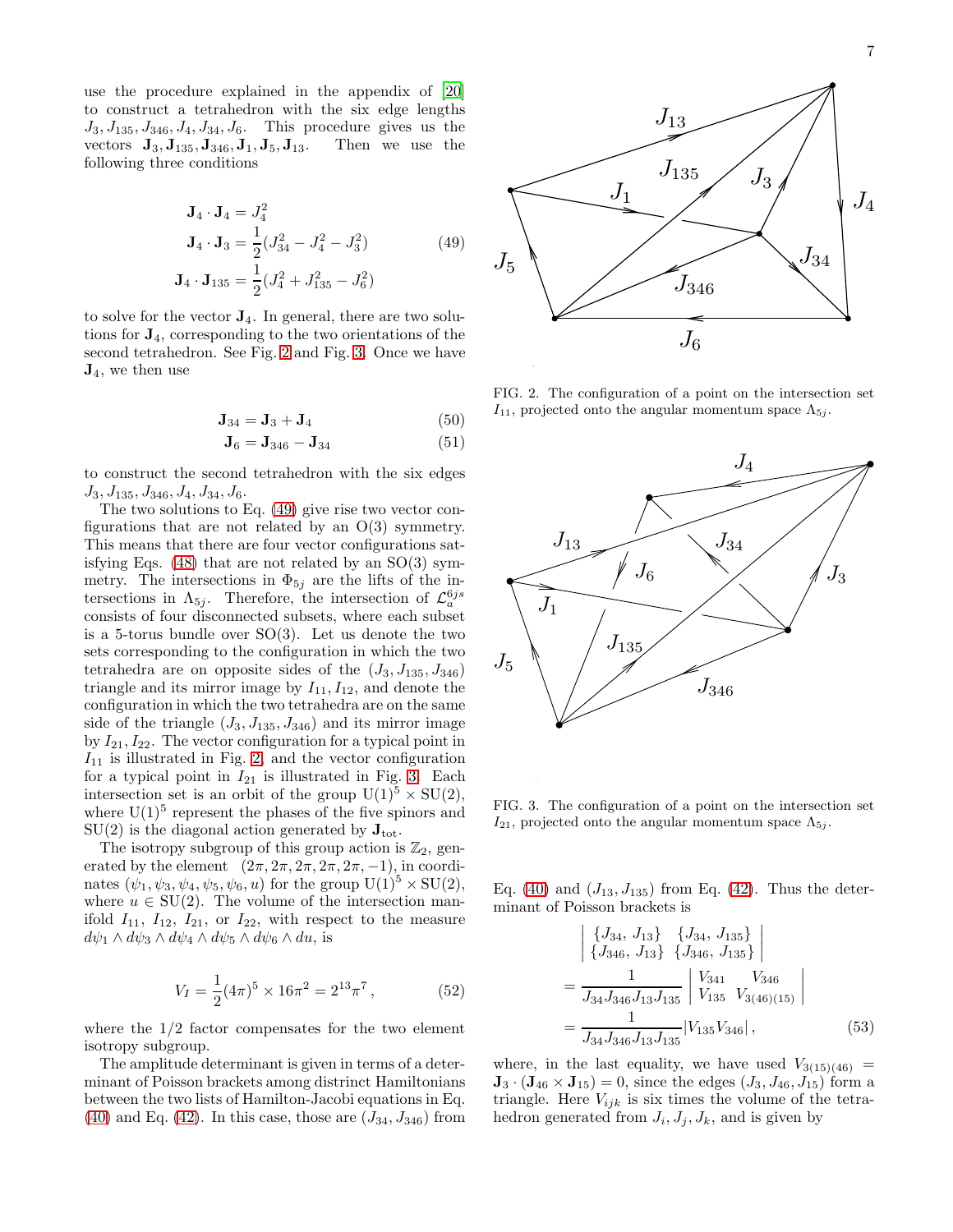use the procedure explained in the appendix of [20] to construct a tetrahedron with the six edge lengths $J_3, J_{135}, J_{346}, J_4, J_{34}, J_6$. This procedure gives us the vectors $\mathbf{J}_3, \mathbf{J}_{135}, \mathbf{J}_{346}, \mathbf{J}_1, \mathbf{J}_5, \mathbf{J}_{13}$. Then we use the following three conditions

$$\begin{aligned}
\mathbf{J}_4 \cdot \mathbf{J}_4 &= J_4^2 \\
\mathbf{J}_4 \cdot \mathbf{J}_3 &= \frac{1}{2}(J_{34}^2 - J_4^2 - J_3^2) \\
\mathbf{J}_4 \cdot \mathbf{J}_{135} &= \frac{1}{2}(J_4^2 + J_{135}^2 - J_6^2)
\end{aligned} \tag{49}$$

to solve for the vector $\mathbf{J}_4$. In general, there are two solutions for $\mathbf{J}_4$, corresponding to the two orientations of the second tetrahedron. See Fig. 2 and Fig. 3. Once we have $\mathbf{J}_4$, we then use

$$\mathbf{J}_{34} = \mathbf{J}_3 + \mathbf{J}_4 \tag{50}$$

$$\mathbf{J}_6 = \mathbf{J}_{346} - \mathbf{J}_{34} \tag{51}$$

to construct the second tetrahedron with the six edges $J_3, J_{135}, J_{346}, J_4, J_{34}, J_6$.

The two solutions to Eq. (49) give rise two vector configurations that are not related by an O(3) symmetry. This means that there are four vector configurations satisfying Eqs. (48) that are not related by an SO(3) symmetry. The intersections in $\Phi_{5j}$ are the lifts of the intersections in $\Lambda_{5j}$. Therefore, the intersection of $\mathcal{L}_a^{6js}$ consists of four disconnected subsets, where each subset is a 5-torus bundle over SO(3). Let us denote the two sets corresponding to the configuration in which the two tetrahedra are on opposite sides of the $(J_3, J_{135}, J_{346})$ triangle and its mirror image by $I_{11}, I_{12}$, and denote the configuration in which the two tetrahedra are on the same side of the triangle $(J_3, J_{135}, J_{346})$ and its mirror image by $I_{21}, I_{22}$. The vector configuration for a typical point in $I_{11}$ is illustrated in Fig. 2, and the vector configuration for a typical point in $I_{21}$ is illustrated in Fig. 3. Each intersection set is an orbit of the group $\mathrm{U}(1)^5 \times \mathrm{SU}(2)$, where $\mathrm{U}(1)^5$ represent the phases of the five spinors and SU(2) is the diagonal action generated by $\mathbf{J}_{\mathrm{tot}}$.

The isotropy subgroup of this group action is $\mathbb{Z}_2$, generated by the element $(2\pi, 2\pi, 2\pi, 2\pi, 2\pi, -1)$, in coordinates $(\psi_1, \psi_3, \psi_4, \psi_5, \psi_6, u)$ for the group $\mathrm{U}(1)^5 \times \mathrm{SU}(2)$, where $u \in \mathrm{SU}(2)$. The volume of the intersection manifold $I_{11}$, $I_{12}$, $I_{21}$, or $I_{22}$, with respect to the measure $d\psi_1 \wedge d\psi_3 \wedge d\psi_4 \wedge d\psi_5 \wedge d\psi_6 \wedge du$, is

$$V_I = \frac{1}{2}(4\pi)^5 \times 16\pi^2 = 2^{13}\pi^7 \,, \tag{52}$$

where the 1/2 factor compensates for the two element isotropy subgroup.

The amplitude determinant is given in terms of a determinant of Poisson brackets among distrinct Hamiltonians between the two lists of Hamilton-Jacobi equations in Eq. (40) and Eq. (42). In this case, those are $(J_{34}, J_{346})$ from Eq. (40) and $(J_{13}, J_{135})$ from Eq. (42). Thus the determinant of Poisson brackets is

$$\begin{aligned}
&\begin{vmatrix} \{J_{34},\, J_{13}\} & \{J_{34},\, J_{135}\} \\ \{J_{346},\, J_{13}\} & \{J_{346},\, J_{135}\} \end{vmatrix} \\
&= \frac{1}{J_{34}J_{346}J_{13}J_{135}} \begin{vmatrix} V_{341} & V_{346} \\ V_{135} & V_{3(46)(15)} \end{vmatrix} \\
&= \frac{1}{J_{34}J_{346}J_{13}J_{135}} |V_{135}V_{346}| \,,
\end{aligned} \tag{53}$$

where, in the last equality, we have used $V_{3(15)(46)} = \mathbf{J}_3 \cdot (\mathbf{J}_{46} \times \mathbf{J}_{15}) = 0$, since the edges $(J_3, J_{46}, J_{15})$ form a triangle. Here $V_{ijk}$ is six times the volume of the tetrahedron generated from $J_i, J_j, J_k$, and is given by

FIG. 2. The configuration of a point on the intersection set $I_{11}$, projected onto the angular momentum space $\Lambda_{5j}$.

FIG. 3. The configuration of a point on the intersection set $I_{21}$, projected onto the angular momentum space $\Lambda_{5j}$.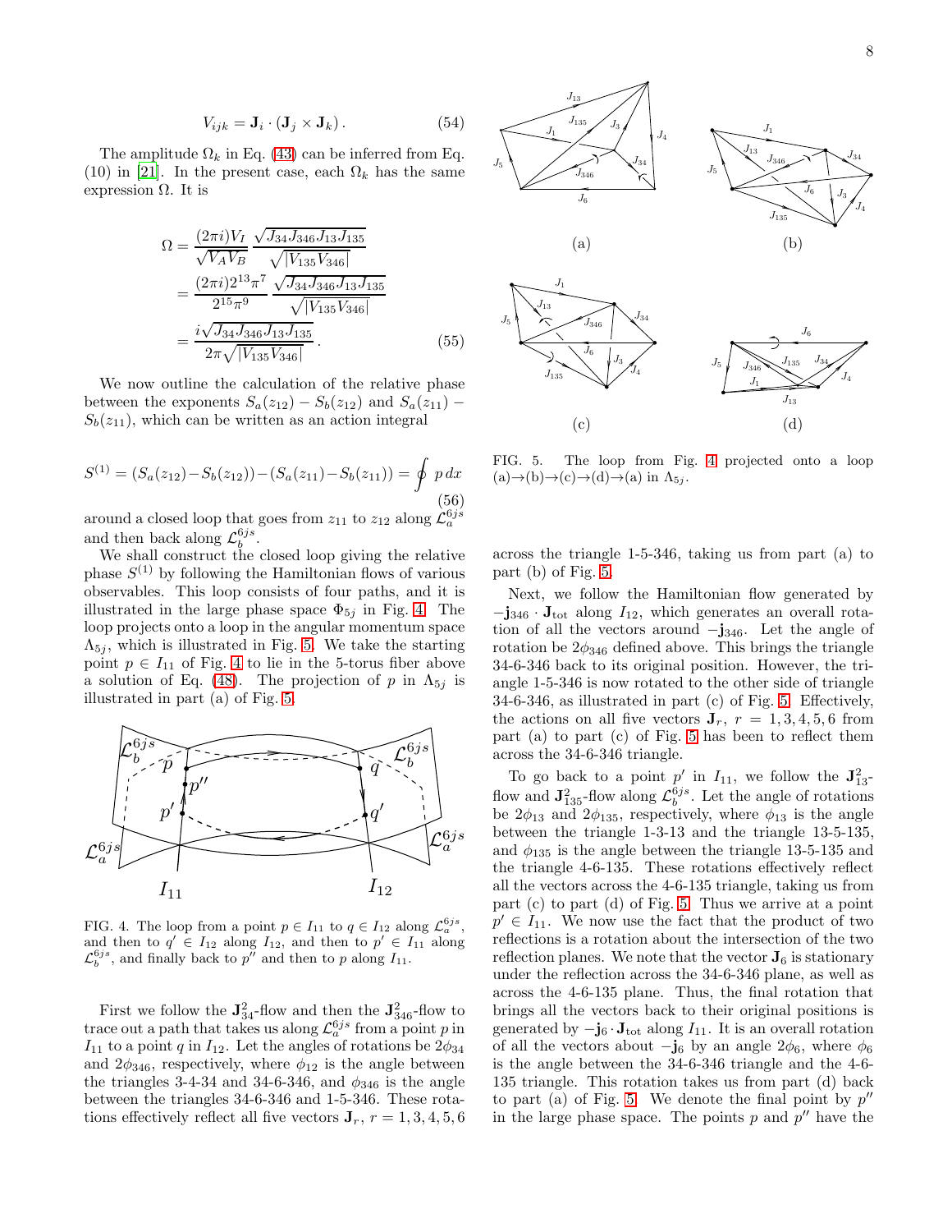$$V_{ijk} = \mathbf{J}_i \cdot (\mathbf{J}_j \times \mathbf{J}_k) \,. \tag{54}$$

The amplitude $\Omega_k$ in Eq. (43) can be inferred from Eq. (10) in [21]. In the present case, each $\Omega_k$ has the same expression $\Omega$. It is

$$\begin{aligned}
\Omega &= \frac{(2\pi i) V_I}{\sqrt{V_A V_B}} \, \frac{\sqrt{J_{34} J_{346} J_{13} J_{135}}}{\sqrt{|V_{135} V_{346}|}} \\
&= \frac{(2\pi i) 2^{13} \pi^7}{2^{15} \pi^9} \, \frac{\sqrt{J_{34} J_{346} J_{13} J_{135}}}{\sqrt{|V_{135} V_{346}|}} \\
&= \frac{i \sqrt{J_{34} J_{346} J_{13} J_{135}}}{2\pi \sqrt{|V_{135} V_{346}|}} \,.
\end{aligned} \tag{55}$$

We now outline the calculation of the relative phase between the exponents $S_a(z_{12}) - S_b(z_{12})$ and $S_a(z_{11}) - S_b(z_{11})$, which can be written as an action integral

$$S^{(1)} = (S_a(z_{12}) - S_b(z_{12})) - (S_a(z_{11}) - S_b(z_{11})) = \oint p \, dx \tag{56}$$

around a closed loop that goes from $z_{11}$ to $z_{12}$ along $\mathcal{L}_a^{6js}$ and then back along $\mathcal{L}_b^{6js}$.

We shall construct the closed loop giving the relative phase $S^{(1)}$ by following the Hamiltonian flows of various observables. This loop consists of four paths, and it is illustrated in the large phase space $\Phi_{5j}$ in Fig. 4. The loop projects onto a loop in the angular momentum space $\Lambda_{5j}$, which is illustrated in Fig. 5. We take the starting point $p \in I_{11}$ of Fig. 4 to lie in the 5-torus fiber above a solution of Eq. (48). The projection of $p$ in $\Lambda_{5j}$ is illustrated in part (a) of Fig. 5.

FIG. 4. The loop from a point $p \in I_{11}$ to $q \in I_{12}$ along $\mathcal{L}_a^{6js}$, and then to $q' \in I_{12}$ along $I_{12}$, and then to $p' \in I_{11}$ along $\mathcal{L}_b^{6js}$, and finally back to $p''$ and then to $p$ along $I_{11}$.

First we follow the $\mathbf{J}_{34}^2$-flow and then the $\mathbf{J}_{346}^2$-flow to trace out a path that takes us along $\mathcal{L}_a^{6js}$ from a point $p$ in $I_{11}$ to a point $q$ in $I_{12}$. Let the angles of rotations be $2\phi_{34}$ and $2\phi_{346}$, respectively, where $\phi_{12}$ is the angle between the triangles 3-4-34 and 34-6-346, and $\phi_{346}$ is the angle between the triangles 34-6-346 and 1-5-346. These rotations effectively reflect all five vectors $\mathbf{J}_r$, $r = 1, 3, 4, 5, 6$ across the triangle 1-5-346, taking us from part (a) to part (b) of Fig. 5.

FIG. 5. The loop from Fig. 4 projected onto a loop (a)→(b)→(c)→(d)→(a) in $\Lambda_{5j}$.

Next, we follow the Hamiltonian flow generated by $-\mathbf{j}_{346} \cdot \mathbf{J}_{\text{tot}}$ along $I_{12}$, which generates an overall rotation of all the vectors around $-\mathbf{j}_{346}$. Let the angle of rotation be $2\phi_{346}$ defined above. This brings the triangle 34-6-346 back to its original position. However, the triangle 1-5-346 is now rotated to the other side of triangle 34-6-346, as illustrated in part (c) of Fig. 5. Effectively, the actions on all five vectors $\mathbf{J}_r$, $r = 1, 3, 4, 5, 6$ from part (a) to part (c) of Fig. 5 has been to reflect them across the 34-6-346 triangle.

To go back to a point $p'$ in $I_{11}$, we follow the $\mathbf{J}_{13}^2$-flow and $\mathbf{J}_{135}^2$-flow along $\mathcal{L}_b^{6js}$. Let the angle of rotations be $2\phi_{13}$ and $2\phi_{135}$, respectively, where $\phi_{13}$ is the angle between the triangle 1-3-13 and the triangle 13-5-135, and $\phi_{135}$ is the angle between the triangle 13-5-135 and the triangle 4-6-135. These rotations effectively reflect all the vectors across the 4-6-135 triangle, taking us from part (c) to part (d) of Fig. 5. Thus we arrive at a point $p' \in I_{11}$. We now use the fact that the product of two reflections is a rotation about the intersection of the two reflection planes. We note that the vector $\mathbf{J}_6$ is stationary under the reflection across the 34-6-346 plane, as well as across the 4-6-135 plane. Thus, the final rotation that brings all the vectors back to their original positions is generated by $-\mathbf{j}_6 \cdot \mathbf{J}_{\text{tot}}$ along $I_{11}$. It is an overall rotation of all the vectors about $-\mathbf{j}_6$ by an angle $2\phi_6$, where $\phi_6$ is the angle between the 34-6-346 triangle and the 4-6-135 triangle. This rotation takes us from part (d) back to part (a) of Fig. 5. We denote the final point by $p''$ in the large phase space. The points $p$ and $p''$ have the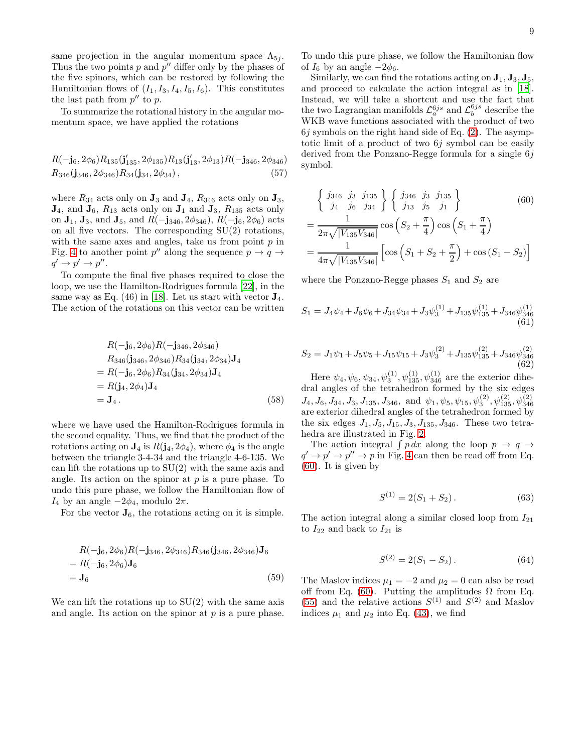same projection in the angular momentum space $\Lambda_{5j}$. Thus the two points $p$ and $p''$ differ only by the phases of the five spinors, which can be restored by following the Hamiltonian flows of $(I_1, I_3, I_4, I_5, I_6)$. This constitutes the last path from $p''$ to $p$.

To summarize the rotational history in the angular momentum space, we have applied the rotations

$$
R(-\mathbf{j}_6, 2\phi_6) R_{135}(\mathbf{j}'_{135}, 2\phi_{135}) R_{13}(\mathbf{j}'_{13}, 2\phi_{13}) R(-\mathbf{j}_{346}, 2\phi_{346})
R_{346}(\mathbf{j}_{346}, 2\phi_{346}) R_{34}(\mathbf{j}_{34}, 2\phi_{34}) \,, \tag{57}
$$

where $R_{34}$ acts only on $\mathbf{J}_3$ and $\mathbf{J}_4$, $R_{346}$ acts only on $\mathbf{J}_3$, $\mathbf{J}_4$, and $\mathbf{J}_6$, $R_{13}$ acts only on $\mathbf{J}_1$ and $\mathbf{J}_3$, $R_{135}$ acts only on $\mathbf{J}_1$, $\mathbf{J}_3$, and $\mathbf{J}_5$, and $R(-\mathbf{j}_{346}, 2\phi_{346})$, $R(-\mathbf{j}_6, 2\phi_6)$ acts on all five vectors. The corresponding SU(2) rotations, with the same axes and angles, take us from point $p$ in Fig. 4 to another point $p''$ along the sequence $p \to q \to q' \to p' \to p''$.

To compute the final five phases required to close the loop, we use the Hamilton-Rodrigues formula [22], in the same way as Eq. (46) in [18]. Let us start with vector $\mathbf{J}_4$. The action of the rotations on this vector can be written

$$
\begin{aligned}
& R(-\mathbf{j}_6, 2\phi_6) R(-\mathbf{j}_{346}, 2\phi_{346}) \\
& R_{346}(\mathbf{j}_{346}, 2\phi_{346}) R_{34}(\mathbf{j}_{34}, 2\phi_{34}) \mathbf{J}_4 \\
&= R(-\mathbf{j}_6, 2\phi_6) R_{34}(\mathbf{j}_{34}, 2\phi_{34}) \mathbf{J}_4 \\
&= R(\mathbf{j}_4, 2\phi_4) \mathbf{J}_4 \\
&= \mathbf{J}_4 \,.
\end{aligned} \tag{58}
$$

where we have used the Hamilton-Rodrigues formula in the second equality. Thus, we find that the product of the rotations acting on $\mathbf{J}_4$ is $R(\mathbf{j}_4, 2\phi_4)$, where $\phi_4$ is the angle between the triangle 3-4-34 and the triangle 4-6-135. We can lift the rotations up to SU(2) with the same axis and angle. Its action on the spinor at $p$ is a pure phase. To undo this pure phase, we follow the Hamiltonian flow of $I_4$ by an angle $-2\phi_4$, modulo $2\pi$.

For the vector $\mathbf{J}_6$, the rotations acting on it is simple.

$$
\begin{aligned}
& R(-\mathbf{j}_6, 2\phi_6) R(-\mathbf{j}_{346}, 2\phi_{346}) R_{346}(\mathbf{j}_{346}, 2\phi_{346}) \mathbf{J}_6 \\
&= R(-\mathbf{j}_6, 2\phi_6) \mathbf{J}_6 \\
&= \mathbf{J}_6
\end{aligned} \tag{59}
$$

We can lift the rotations up to SU(2) with the same axis and angle. Its action on the spinor at $p$ is a pure phase. To undo this pure phase, we follow the Hamiltonian flow of $I_6$ by an angle $-2\phi_6$.

Similarly, we can find the rotations acting on $\mathbf{J}_1, \mathbf{J}_3, \mathbf{J}_5$, and proceed to calculate the action integral as in [18]. Instead, we will take a shortcut and use the fact that the two Lagrangian manifolds $\mathcal{L}_a^{6js}$ and $\mathcal{L}_b^{6js}$ describe the WKB wave functions associated with the product of two $6j$ symbols on the right hand side of Eq. (2). The asymptotic limit of a product of two $6j$ symbol can be easily derived from the Ponzano-Regge formula for a single $6j$ symbol.

$$
\begin{aligned}
& \begin{Bmatrix} j_{346} & j_3 & j_{135} \\ j_4 & j_6 & j_{34} \end{Bmatrix} \begin{Bmatrix} j_{346} & j_3 & j_{135} \\ j_{13} & j_5 & j_1 \end{Bmatrix} \\
&= \frac{1}{2\pi\sqrt{|V_{135} V_{346}|}} \cos\left(S_2 + \frac{\pi}{4}\right) \cos\left(S_1 + \frac{\pi}{4}\right) \\
&= \frac{1}{4\pi\sqrt{|V_{135} V_{346}|}} \left[\cos\left(S_1 + S_2 + \frac{\pi}{2}\right) + \cos\left(S_1 - S_2\right)\right]
\end{aligned} \tag{60}
$$

where the Ponzano-Regge phases $S_1$ and $S_2$ are

$$
S_1 = J_4\psi_4 + J_6\psi_6 + J_{34}\psi_{34} + J_3\psi_3^{(1)} + J_{135}\psi_{135}^{(1)} + J_{346}\psi_{346}^{(1)} \tag{61}
$$

$$
S_2 = J_1\psi_1 + J_5\psi_5 + J_{15}\psi_{15} + J_3\psi_3^{(2)} + J_{135}\psi_{135}^{(2)} + J_{346}\psi_{346}^{(2)} \tag{62}
$$

Here $\psi_4, \psi_6, \psi_{34}, \psi_3^{(1)}, \psi_{135}^{(1)}, \psi_{346}^{(1)}$ are the exterior dihedral angles of the tetrahedron formed by the six edges $J_4, J_6, J_{34}, J_3, J_{135}, J_{346}$, and $\psi_1, \psi_5, \psi_{15}, \psi_3^{(2)}, \psi_{135}^{(2)}, \psi_{346}^{(2)}$ are exterior dihedral angles of the tetrahedron formed by the six edges $J_1, J_5, J_{15}, J_3, J_{135}, J_{346}$. These two tetrahedra are illustrated in Fig. 2.

The action integral $\int p \, dx$ along the loop $p \to q \to q' \to p' \to p'' \to p$ in Fig. 4 can then be read off from Eq. (60). It is given by

$$
S^{(1)} = 2(S_1 + S_2) \,. \tag{63}
$$

The action integral along a similar closed loop from $I_{21}$ to $I_{22}$ and back to $I_{21}$ is

$$
S^{(2)} = 2(S_1 - S_2) \,. \tag{64}
$$

The Maslov indices $\mu_1 = -2$ and $\mu_2 = 0$ can also be read off from Eq. (60). Putting the amplitudes $\Omega$ from Eq. (55) and the relative actions $S^{(1)}$ and $S^{(2)}$ and Maslov indices $\mu_1$ and $\mu_2$ into Eq. (43), we find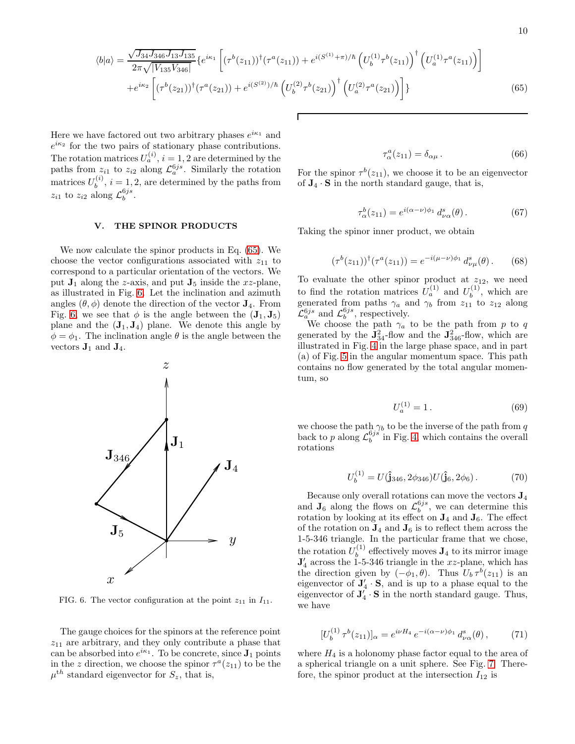$$\langle b|a\rangle = \frac{\sqrt{J_{34}J_{346}J_{13}J_{135}}}{2\pi\sqrt{|V_{135}V_{346}|}}\{e^{i\kappa_1}\left[(\tau^b(z_{11}))^\dagger(\tau^a(z_{11})) + e^{i(S^{(1)}+\pi)/\hbar}\left(U_b^{(1)}\tau^b(z_{11})\right)^\dagger\left(U_a^{(1)}\tau^a(z_{11})\right)\right]$$
$$+e^{i\kappa_2}\left[(\tau^b(z_{21}))^\dagger(\tau^a(z_{21})) + e^{i(S^{(2)})/\hbar}\left(U_b^{(2)}\tau^b(z_{21})\right)^\dagger\left(U_a^{(2)}\tau^a(z_{21})\right)\right]\} \tag{65}$$

Here we have factored out two arbitrary phases $e^{i\kappa_1}$ and $e^{i\kappa_2}$ for the two pairs of stationary phase contributions. The rotation matrices $U_a^{(i)}$, $i=1,2$ are determined by the paths from $z_{i1}$ to $z_{i2}$ along $\mathcal{L}_a^{6js}$. Similarly the rotation matrices $U_b^{(i)}$, $i=1,2$, are determined by the paths from $z_{i1}$ to $z_{i2}$ along $\mathcal{L}_b^{6js}$.

## V. THE SPINOR PRODUCTS

We now calculate the spinor products in Eq. (65). We choose the vector configurations associated with $z_{11}$ to correspond to a particular orientation of the vectors. We put $\mathbf{J}_1$ along the $z$-axis, and put $\mathbf{J}_5$ inside the $xz$-plane, as illustrated in Fig. 6. Let the inclination and azimuth angles $(\theta,\phi)$ denote the direction of the vector $\mathbf{J}_4$. From Fig. 6, we see that $\phi$ is the angle between the $(\mathbf{J}_1,\mathbf{J}_5)$ plane and the $(\mathbf{J}_1,\mathbf{J}_4)$ plane. We denote this angle by $\phi=\phi_1$. The inclination angle $\theta$ is the angle between the vectors $\mathbf{J}_1$ and $\mathbf{J}_4$.

FIG. 6. The vector configuration at the point $z_{11}$ in $I_{11}$.

The gauge choices for the spinors at the reference point $z_{11}$ are arbitrary, and they only contribute a phase that can be absorbed into $e^{i\kappa_1}$. To be concrete, since $\mathbf{J}_1$ points in the $z$ direction, we choose the spinor $\tau^a(z_{11})$ to be the $\mu^{th}$ standard eigenvector for $S_z$, that is,

$$\tau_\alpha^a(z_{11}) = \delta_{\alpha\mu}\,. \tag{66}$$

For the spinor $\tau^b(z_{11})$, we choose it to be an eigenvector of $\mathbf{J}_4\cdot\mathbf{S}$ in the north standard gauge, that is,

$$\tau_\alpha^b(z_{11}) = e^{i(\alpha-\nu)\phi_1}\,d^s_{\nu\alpha}(\theta)\,. \tag{67}$$

Taking the spinor inner product, we obtain

$$(\tau^b(z_{11}))^\dagger(\tau^a(z_{11})) = e^{-i(\mu-\nu)\phi_1}\,d^s_{\nu\mu}(\theta)\,. \tag{68}$$

To evaluate the other spinor product at $z_{12}$, we need to find the rotation matrices $U_a^{(1)}$ and $U_b^{(1)}$, which are generated from paths $\gamma_a$ and $\gamma_b$ from $z_{11}$ to $z_{12}$ along $\mathcal{L}_a^{6js}$ and $\mathcal{L}_b^{6js}$, respectively.

We choose the path $\gamma_a$ to be the path from $p$ to $q$ generated by the $\mathbf{J}_{34}^2$-flow and the $\mathbf{J}_{346}^2$-flow, which are illustrated in Fig. 4 in the large phase space, and in part (a) of Fig. 5 in the angular momentum space. This path contains no flow generated by the total angular momentum, so

$$U_a^{(1)} = 1\,. \tag{69}$$

we choose the path $\gamma_b$ to be the inverse of the path from $q$ back to $p$ along $\mathcal{L}_b^{6js}$ in Fig. 4, which contains the overall rotations

$$U_b^{(1)} = U(\hat{\mathbf{j}}_{346}, 2\phi_{346})U(\hat{\mathbf{j}}_6, 2\phi_6)\,. \tag{70}$$

Because only overall rotations can move the vectors $\mathbf{J}_4$ and $\mathbf{J}_6$ along the flows on $\mathcal{L}_b^{6js}$, we can determine this rotation by looking at its effect on $\mathbf{J}_4$ and $\mathbf{J}_6$. The effect of the rotation on $\mathbf{J}_4$ and $\mathbf{J}_6$ is to reflect them across the 1-5-346 triangle. In the particular frame that we chose, the rotation $U_b^{(1)}$ effectively moves $\mathbf{J}_4$ to its mirror image $\mathbf{J}_4'$ across the 1-5-346 triangle in the $xz$-plane, which has the direction given by $(-\phi_1,\theta)$. Thus $U_b\tau^b(z_{11})$ is an eigenvector of $\mathbf{J}_4'\cdot\mathbf{S}$, and is up to a phase equal to the eigenvector of $\mathbf{J}_4'\cdot\mathbf{S}$ in the north standard gauge. Thus, we have

$$[U_b^{(1)}\,\tau^b(z_{11})]_\alpha = e^{i\nu H_4}\,e^{-i(\alpha-\nu)\phi_1}\,d^s_{\nu\alpha}(\theta)\,, \tag{71}$$

where $H_4$ is a holonomy phase factor equal to the area of a spherical triangle on a unit sphere. See Fig. 7. Therefore, the spinor product at the intersection $I_{12}$ is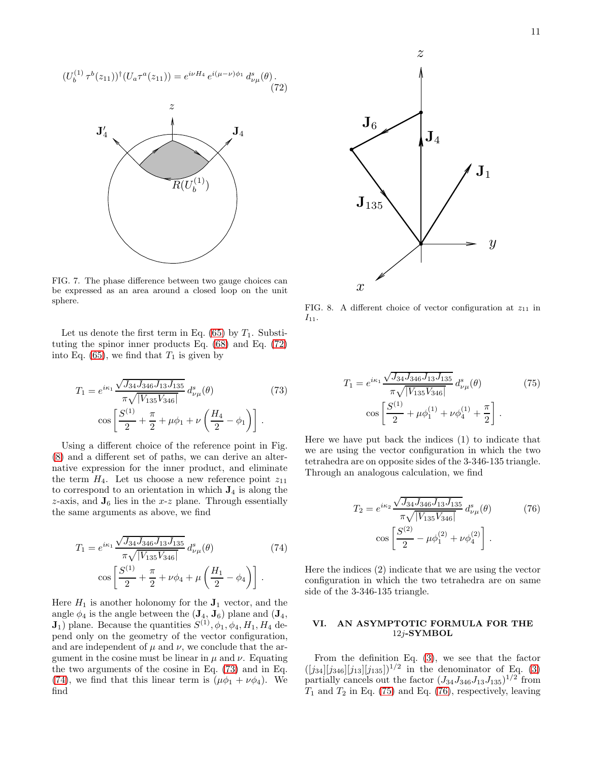$$(U_b^{(1)}\,\tau^b(z_{11}))^\dagger (U_a \tau^a(z_{11})) = e^{i\nu H_4}\, e^{i(\mu-\nu)\phi_1}\, d^s_{\nu\mu}(\theta)\,. \tag{72}$$

FIG. 7. The phase difference between two gauge choices can be expressed as an area around a closed loop on the unit sphere.

Let us denote the first term in Eq. (65) by $T_1$. Substituting the spinor inner products Eq. (68) and Eq. (72) into Eq. (65), we find that $T_1$ is given by

$$T_1 = e^{i\kappa_1} \frac{\sqrt{J_{34} J_{346} J_{13} J_{135}}}{\pi \sqrt{|V_{135} V_{346}|}}\, d^s_{\nu\mu}(\theta) \cos\left[ \frac{S^{(1)}}{2} + \frac{\pi}{2} + \mu \phi_1 + \nu \left( \frac{H_4}{2} - \phi_1 \right) \right] . \tag{73}$$

Using a different choice of the reference point in Fig. (8) and a different set of paths, we can derive an alternative expression for the inner product, and eliminate the term $H_4$. Let us choose a new reference point $z_{11}$ to correspond to an orientation in which $\mathbf{J}_4$ is along the $z$-axis, and $\mathbf{J}_6$ lies in the $x$-$z$ plane. Through essentially the same arguments as above, we find

$$T_1 = e^{i\kappa_1} \frac{\sqrt{J_{34} J_{346} J_{13} J_{135}}}{\pi \sqrt{|V_{135} V_{346}|}}\, d^s_{\nu\mu}(\theta) \cos\left[ \frac{S^{(1)}}{2} + \frac{\pi}{2} + \nu \phi_4 + \mu \left( \frac{H_1}{2} - \phi_4 \right) \right] . \tag{74}$$

Here $H_1$ is another holonomy for the $\mathbf{J}_1$ vector, and the angle $\phi_4$ is the angle between the ($\mathbf{J}_4$, $\mathbf{J}_6$) plane and ($\mathbf{J}_4$, $\mathbf{J}_1$) plane. Because the quantities $S^{(1)}, \phi_1, \phi_4, H_1, H_4$ depend only on the geometry of the vector configuration, and are independent of $\mu$ and $\nu$, we conclude that the argument in the cosine must be linear in $\mu$ and $\nu$. Equating the two arguments of the cosine in Eq. (73) and in Eq. (74), we find that this linear term is $(\mu\phi_1 + \nu\phi_4)$. We find

FIG. 8. A different choice of vector configuration at $z_{11}$ in $I_{11}$.

$$T_1 = e^{i\kappa_1} \frac{\sqrt{J_{34} J_{346} J_{13} J_{135}}}{\pi \sqrt{|V_{135} V_{346}|}}\, d^s_{\nu\mu}(\theta) \cos\left[ \frac{S^{(1)}}{2} + \mu \phi_1^{(1)} + \nu \phi_4^{(1)} + \frac{\pi}{2} \right] . \tag{75}$$

Here we have put back the indices (1) to indicate that we are using the vector configuration in which the two tetrahedra are on opposite sides of the 3-346-135 triangle. Through an analogous calculation, we find

$$T_2 = e^{i\kappa_2} \frac{\sqrt{J_{34} J_{346} J_{13} J_{135}}}{\pi \sqrt{|V_{135} V_{346}|}}\, d^s_{\nu\mu}(\theta) \cos\left[ \frac{S^{(2)}}{2} - \mu \phi_1^{(2)} + \nu \phi_4^{(2)} \right] . \tag{76}$$

Here the indices (2) indicate that we are using the vector configuration in which the two tetrahedra are on same side of the 3-346-135 triangle.

## VI. AN ASYMPTOTIC FORMULA FOR THE 12$j$-SYMBOL

From the definition Eq. (3), we see that the factor $([j_{34}][j_{346}][j_{13}][j_{135}])^{1/2}$ in the denominator of Eq. (3) partially cancels out the factor $(J_{34} J_{346} J_{13} J_{135})^{1/2}$ from $T_1$ and $T_2$ in Eq. (75) and Eq. (76), respectively, leaving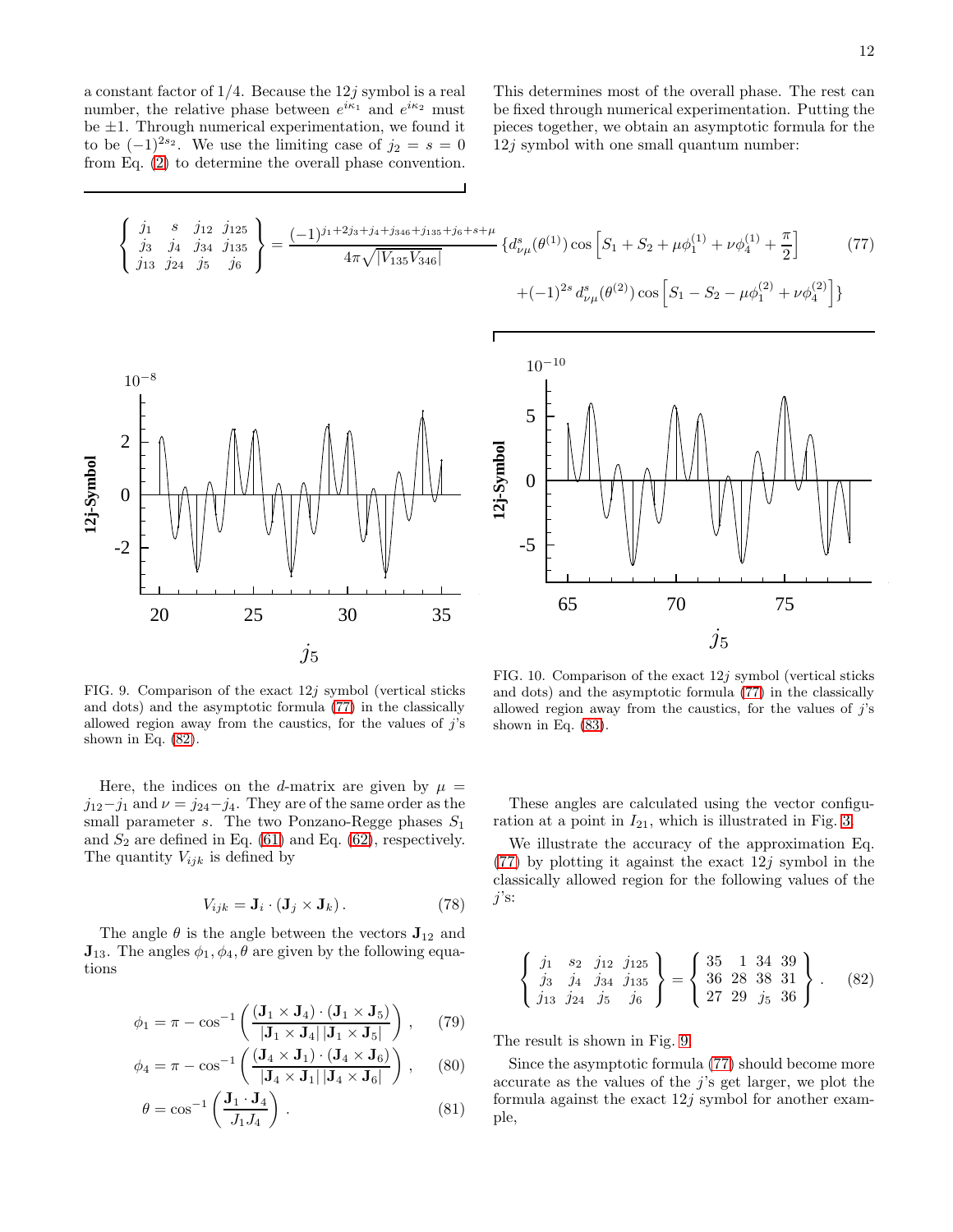a constant factor of 1/4. Because the $12j$ symbol is a real number, the relative phase between $e^{i\kappa_1}$ and $e^{i\kappa_2}$ must be $\pm 1$. Through numerical experimentation, we found it to be $(-1)^{2s_2}$. We use the limiting case of $j_2 = s = 0$ from Eq. (2) to determine the overall phase convention. This determines most of the overall phase. The rest can be fixed through numerical experimentation. Putting the pieces together, we obtain an asymptotic formula for the $12j$ symbol with one small quantum number:

$$\begin{Bmatrix} j_1 & s & j_{12} & j_{125} \\ j_3 & j_4 & j_{34} & j_{135} \\ j_{13} & j_{24} & j_5 & j_6 \end{Bmatrix} = \frac{(-1)^{j_1+2j_3+j_4+j_{346}+j_{135}+j_6+s+\mu}}{4\pi\sqrt{|V_{135}V_{346}|}} \{ d^s_{\nu\mu}(\theta^{(1)}) \cos\left[S_1 + S_2 + \mu\phi_1^{(1)} + \nu\phi_4^{(1)} + \frac{\pi}{2}\right] + (-1)^{2s} d^s_{\nu\mu}(\theta^{(2)}) \cos\left[S_1 - S_2 - \mu\phi_1^{(2)} + \nu\phi_4^{(2)}\right] \} \tag{77}$$

FIG. 9. Comparison of the exact $12j$ symbol (vertical sticks and dots) and the asymptotic formula (77) in the classically allowed region away from the caustics, for the values of $j$'s shown in Eq. (82).

FIG. 10. Comparison of the exact $12j$ symbol (vertical sticks and dots) and the asymptotic formula (77) in the classically allowed region away from the caustics, for the values of $j$'s shown in Eq. (83).

Here, the indices on the $d$-matrix are given by $\mu = j_{12} - j_1$ and $\nu = j_{24} - j_4$. They are of the same order as the small parameter $s$. The two Ponzano-Regge phases $S_1$ and $S_2$ are defined in Eq. (61) and Eq. (62), respectively. The quantity $V_{ijk}$ is defined by

$$V_{ijk} = \mathbf{J}_i \cdot (\mathbf{J}_j \times \mathbf{J}_k). \tag{78}$$

The angle $\theta$ is the angle between the vectors $\mathbf{J}_{12}$ and $\mathbf{J}_{13}$. The angles $\phi_1, \phi_4, \theta$ are given by the following equations

$$\phi_1 = \pi - \cos^{-1}\left(\frac{(\mathbf{J}_1 \times \mathbf{J}_4)\cdot(\mathbf{J}_1 \times \mathbf{J}_5)}{|\mathbf{J}_1 \times \mathbf{J}_4|\,|\mathbf{J}_1 \times \mathbf{J}_5|}\right), \tag{79}$$

$$\phi_4 = \pi - \cos^{-1}\left(\frac{(\mathbf{J}_4 \times \mathbf{J}_1)\cdot(\mathbf{J}_4 \times \mathbf{J}_6)}{|\mathbf{J}_4 \times \mathbf{J}_1|\,|\mathbf{J}_4 \times \mathbf{J}_6|}\right), \tag{80}$$

$$\theta = \cos^{-1}\left(\frac{\mathbf{J}_1 \cdot \mathbf{J}_4}{J_1 J_4}\right). \tag{81}$$

These angles are calculated using the vector configuration at a point in $I_{21}$, which is illustrated in Fig. 3.

We illustrate the accuracy of the approximation Eq. (77) by plotting it against the exact $12j$ symbol in the classically allowed region for the following values of the $j$'s:

$$\begin{Bmatrix} j_1 & s_2 & j_{12} & j_{125} \\ j_3 & j_4 & j_{34} & j_{135} \\ j_{13} & j_{24} & j_5 & j_6 \end{Bmatrix} = \begin{Bmatrix} 35 & 1 & 34 & 39 \\ 36 & 28 & 38 & 31 \\ 27 & 29 & j_5 & 36 \end{Bmatrix}. \tag{82}$$

The result is shown in Fig. 9.

Since the asymptotic formula (77) should become more accurate as the values of the $j$'s get larger, we plot the formula against the exact $12j$ symbol for another example,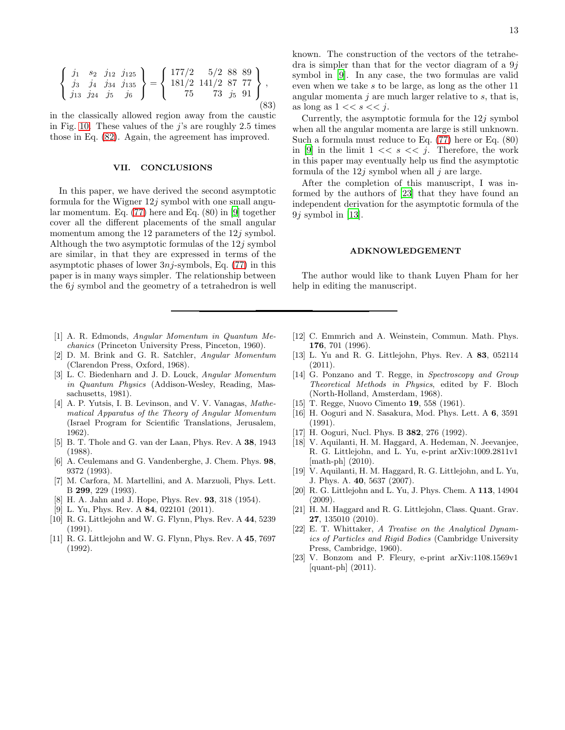$$
\left\{ \begin{array}{cccc} j_1 & s_2 & j_{12} & j_{125} \\ j_3 & j_4 & j_{34} & j_{135} \\ j_{13} & j_{24} & j_5 & j_6 \end{array} \right\} = \left\{ \begin{array}{cccc} 177/2 & 5/2 & 88 & 89 \\ 181/2 & 141/2 & 87 & 77 \\ 75 & 73 & j_5 & 91 \end{array} \right\}, \tag{83}
$$

in the classically allowed region away from the caustic in Fig. 10. These values of the $j$'s are roughly 2.5 times those in Eq. (82). Again, the agreement has improved.

## VII. CONCLUSIONS

In this paper, we have derived the second asymptotic formula for the Wigner $12j$ symbol with one small angular momentum. Eq. (77) here and Eq. (80) in [9] together cover all the different placements of the small angular momentum among the 12 parameters of the $12j$ symbol. Although the two asymptotic formulas of the $12j$ symbol are similar, in that they are expressed in terms of the asymptotic phases of lower $3nj$-symbols, Eq. (77) in this paper is in many ways simpler. The relationship between the $6j$ symbol and the geometry of a tetrahedron is well known. The construction of the vectors of the tetrahedra is simpler than that for the vector diagram of a $9j$ symbol in [9]. In any case, the two formulas are valid even when we take $s$ to be large, as long as the other 11 angular momenta $j$ are much larger relative to $s$, that is, as long as $1 << s << j$.

Currently, the asymptotic formula for the $12j$ symbol when all the angular momenta are large is still unknown. Such a formula must reduce to Eq. (77) here or Eq. (80) in [9] in the limit $1 << s << j$. Therefore, the work in this paper may eventually help us find the asymptotic formula of the $12j$ symbol when all $j$ are large.

After the completion of this manuscript, I was informed by the authors of [23] that they have found an independent derivation for the asymptotic formula of the $9j$ symbol in [13].

## ADKNOWLEDGEMENT

The author would like to thank Luyen Pham for her help in editing the manuscript.

---

[1] A. R. Edmonds, *Angular Momentum in Quantum Mechanics* (Princeton University Press, Pinceton, 1960).

[2] D. M. Brink and G. R. Satchler, *Angular Momentum* (Clarendon Press, Oxford, 1968).

[3] L. C. Biedenharn and J. D. Louck, *Angular Momentum in Quantum Physics* (Addison-Wesley, Reading, Massachusetts, 1981).

[4] A. P. Yutsis, I. B. Levinson, and V. V. Vanagas, *Mathematical Apparatus of the Theory of Angular Momentum* (Israel Program for Scientific Translations, Jerusalem, 1962).

[5] B. T. Thole and G. van der Laan, Phys. Rev. A **38**, 1943 (1988).

[6] A. Ceulemans and G. Vandenberghe, J. Chem. Phys. **98**, 9372 (1993).

[7] M. Carfora, M. Martellini, and A. Marzuoli, Phys. Lett. B **299**, 229 (1993).

[8] H. A. Jahn and J. Hope, Phys. Rev. **93**, 318 (1954).

[9] L. Yu, Phys. Rev. A **84**, 022101 (2011).

[10] R. G. Littlejohn and W. G. Flynn, Phys. Rev. A **44**, 5239 (1991).

[11] R. G. Littlejohn and W. G. Flynn, Phys. Rev. A **45**, 7697 (1992).

[12] C. Emmrich and A. Weinstein, Commun. Math. Phys. **176**, 701 (1996).

[13] L. Yu and R. G. Littlejohn, Phys. Rev. A **83**, 052114 (2011).

[14] G. Ponzano and T. Regge, in *Spectroscopy and Group Theoretical Methods in Physics*, edited by F. Bloch (North-Holland, Amsterdam, 1968).

[15] T. Regge, Nuovo Cimento **19**, 558 (1961).

[16] H. Ooguri and N. Sasakura, Mod. Phys. Lett. A **6**, 3591 (1991).

[17] H. Ooguri, Nucl. Phys. B **382**, 276 (1992).

[18] V. Aquilanti, H. M. Haggard, A. Hedeman, N. Jeevanjee, R. G. Littlejohn, and L. Yu, e-print arXiv:1009.2811v1 [math-ph] (2010).

[19] V. Aquilanti, H. M. Haggard, R. G. Littlejohn, and L. Yu, J. Phys. A. **40**, 5637 (2007).

[20] R. G. Littlejohn and L. Yu, J. Phys. Chem. A **113**, 14904 (2009).

[21] H. M. Haggard and R. G. Littlejohn, Class. Quant. Grav. **27**, 135010 (2010).

[22] E. T. Whittaker, *A Treatise on the Analytical Dynamics of Particles and Rigid Bodies* (Cambridge University Press, Cambridge, 1960).

[23] V. Bonzom and P. Fleury, e-print arXiv:1108.1569v1 [quant-ph] (2011).